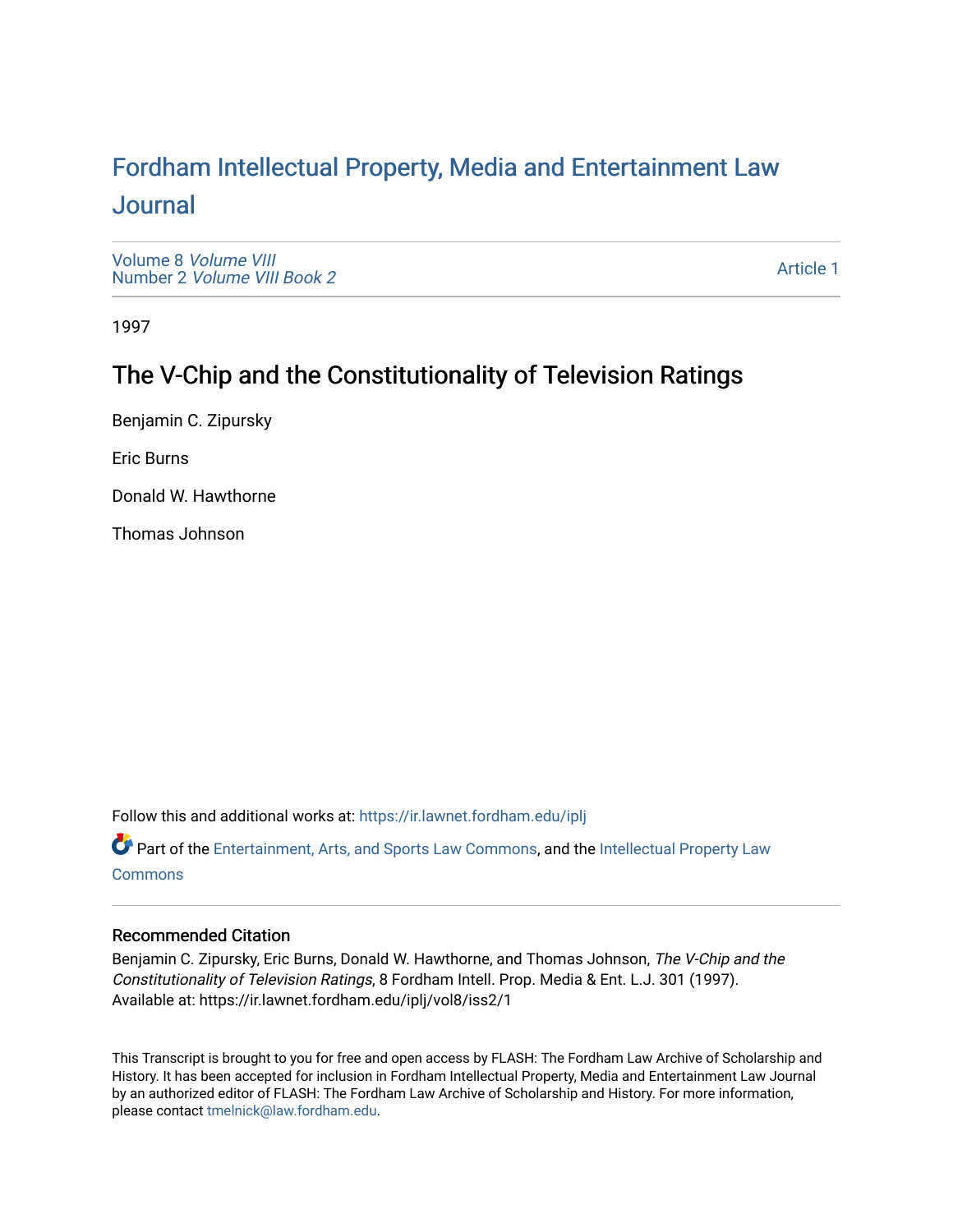# Fordham Intellectual Property, Media and Entertainment Law Journal

Volume 8 *Volume VIII*
Number 2 *Volume VIII Book 2*

Article 1

1997

## The V-Chip and the Constitutionality of Television Ratings

Benjamin C. Zipursky

Eric Burns

Donald W. Hawthorne

Thomas Johnson

Follow this and additional works at: https://ir.lawnet.fordham.edu/iplj

Part of the Entertainment, Arts, and Sports Law Commons, and the Intellectual Property Law Commons

### Recommended Citation

Benjamin C. Zipursky, Eric Burns, Donald W. Hawthorne, and Thomas Johnson, *The V-Chip and the Constitutionality of Television Ratings*, 8 Fordham Intell. Prop. Media & Ent. L.J. 301 (1997).
Available at: https://ir.lawnet.fordham.edu/iplj/vol8/iss2/1

This Transcript is brought to you for free and open access by FLASH: The Fordham Law Archive of Scholarship and History. It has been accepted for inclusion in Fordham Intellectual Property, Media and Entertainment Law Journal by an authorized editor of FLASH: The Fordham Law Archive of Scholarship and History. For more information, please contact tmelnick@law.fordham.edu.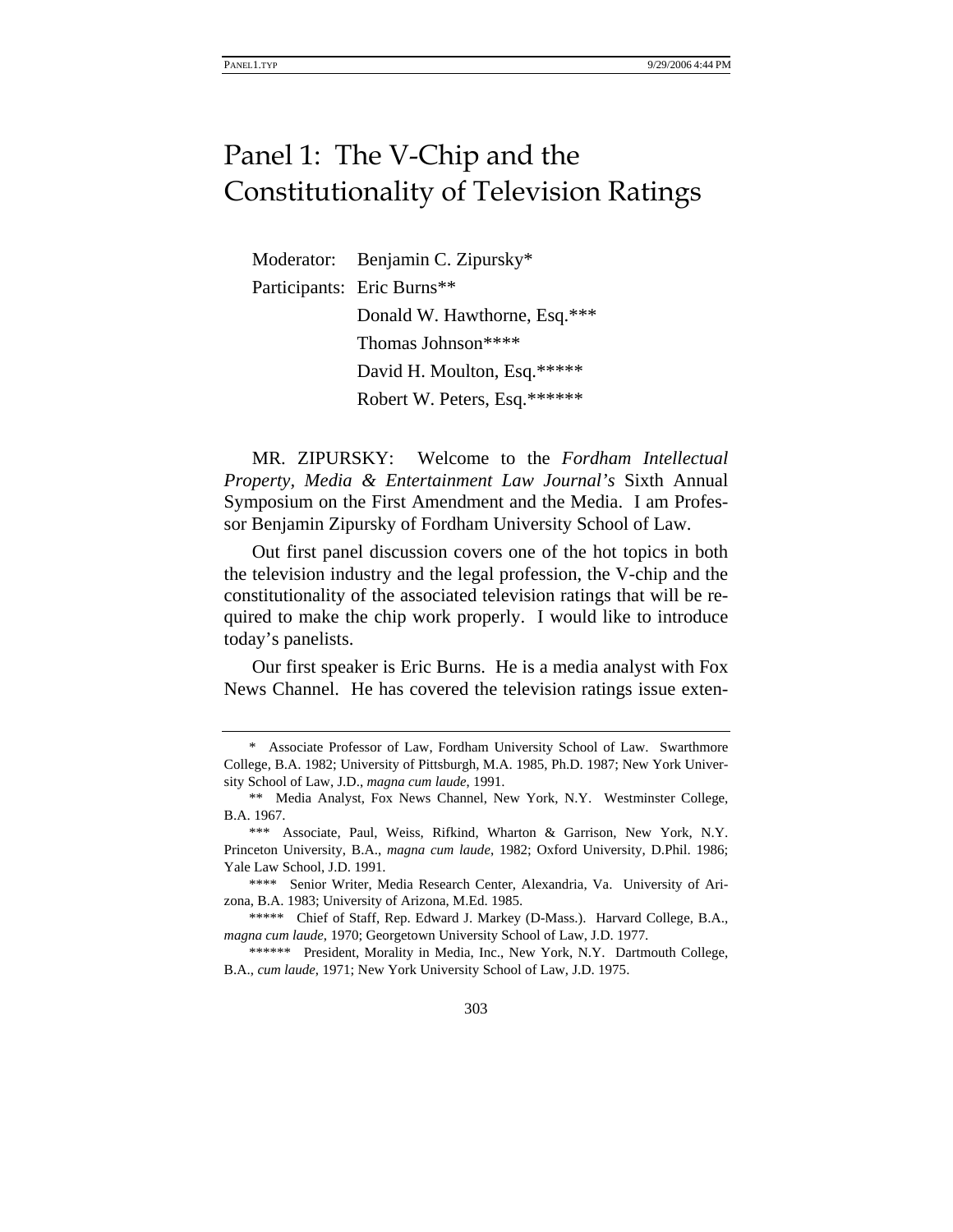# Panel 1: The V-Chip and the Constitutionality of Television Ratings

Moderator: Benjamin C. Zipursky*

Participants: Eric Burns**

Donald W. Hawthorne, Esq.***

Thomas Johnson****

David H. Moulton, Esq.*****

Robert W. Peters, Esq.******

MR. ZIPURSKY: Welcome to the *Fordham Intellectual Property, Media & Entertainment Law Journal's* Sixth Annual Symposium on the First Amendment and the Media. I am Professor Benjamin Zipursky of Fordham University School of Law.

Out first panel discussion covers one of the hot topics in both the television industry and the legal profession, the V-chip and the constitutionality of the associated television ratings that will be required to make the chip work properly. I would like to introduce today's panelists.

Our first speaker is Eric Burns. He is a media analyst with Fox News Channel. He has covered the television ratings issue exten-

---

\* Associate Professor of Law, Fordham University School of Law. Swarthmore College, B.A. 1982; University of Pittsburgh, M.A. 1985, Ph.D. 1987; New York University School of Law, J.D., *magna cum laude*, 1991.

\*\* Media Analyst, Fox News Channel, New York, N.Y. Westminster College, B.A. 1967.

\*\*\* Associate, Paul, Weiss, Rifkind, Wharton & Garrison, New York, N.Y. Princeton University, B.A., *magna cum laude*, 1982; Oxford University, D.Phil. 1986; Yale Law School, J.D. 1991.

\*\*\*\* Senior Writer, Media Research Center, Alexandria, Va. University of Arizona, B.A. 1983; University of Arizona, M.Ed. 1985.

\*\*\*\*\* Chief of Staff, Rep. Edward J. Markey (D-Mass.). Harvard College, B.A., *magna cum laude*, 1970; Georgetown University School of Law, J.D. 1977.

\*\*\*\*\*\* President, Morality in Media, Inc., New York, N.Y. Dartmouth College, B.A., *cum laude*, 1971; New York University School of Law, J.D. 1975.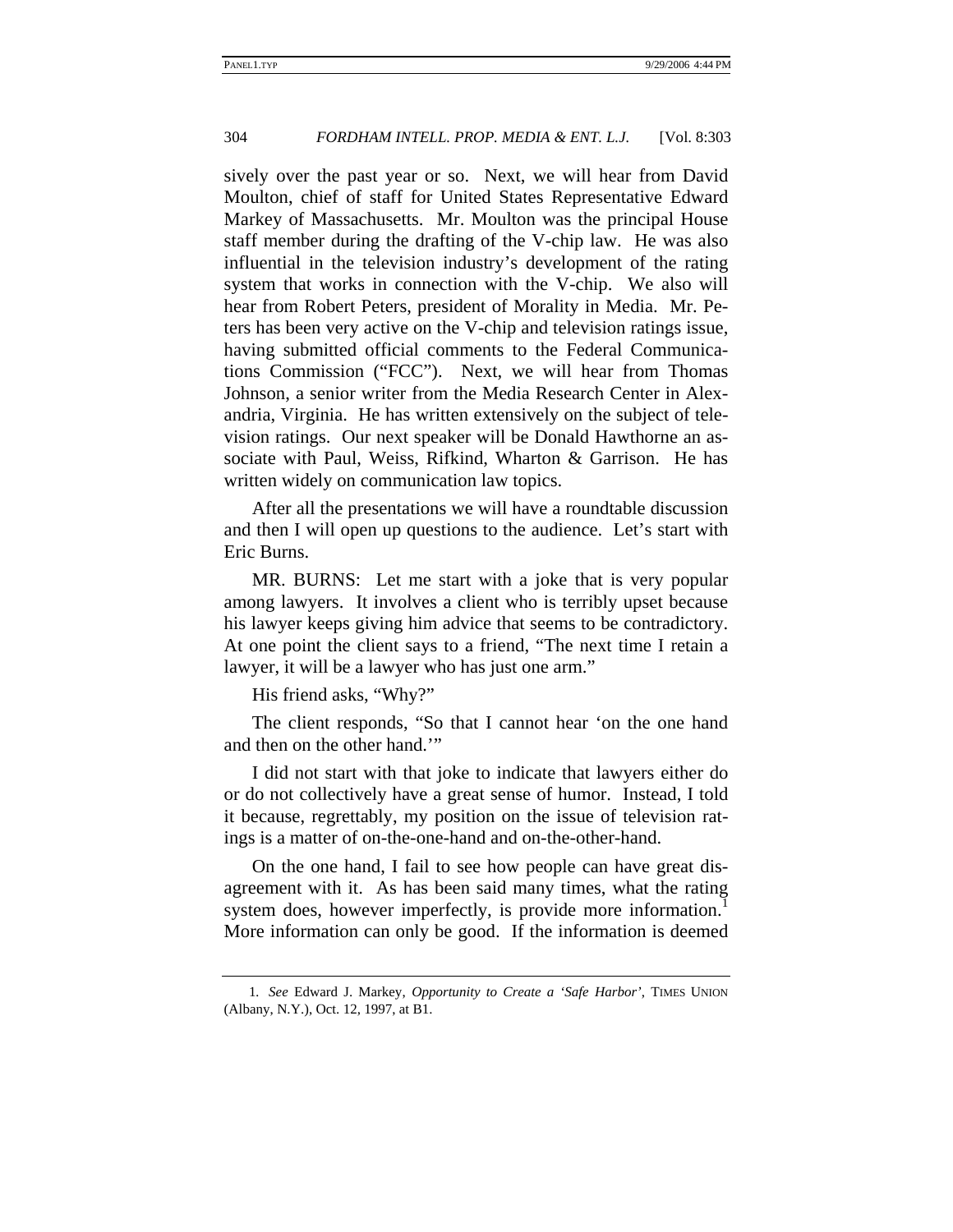sively over the past year or so. Next, we will hear from David Moulton, chief of staff for United States Representative Edward Markey of Massachusetts. Mr. Moulton was the principal House staff member during the drafting of the V-chip law. He was also influential in the television industry's development of the rating system that works in connection with the V-chip. We also will hear from Robert Peters, president of Morality in Media. Mr. Peters has been very active on the V-chip and television ratings issue, having submitted official comments to the Federal Communications Commission ("FCC"). Next, we will hear from Thomas Johnson, a senior writer from the Media Research Center in Alexandria, Virginia. He has written extensively on the subject of television ratings. Our next speaker will be Donald Hawthorne an associate with Paul, Weiss, Rifkind, Wharton & Garrison. He has written widely on communication law topics.

After all the presentations we will have a roundtable discussion and then I will open up questions to the audience. Let's start with Eric Burns.

MR. BURNS: Let me start with a joke that is very popular among lawyers. It involves a client who is terribly upset because his lawyer keeps giving him advice that seems to be contradictory. At one point the client says to a friend, "The next time I retain a lawyer, it will be a lawyer who has just one arm."

His friend asks, "Why?"

The client responds, "So that I cannot hear 'on the one hand and then on the other hand.'"

I did not start with that joke to indicate that lawyers either do or do not collectively have a great sense of humor. Instead, I told it because, regrettably, my position on the issue of television ratings is a matter of on-the-one-hand and on-the-other-hand.

On the one hand, I fail to see how people can have great disagreement with it. As has been said many times, what the rating system does, however imperfectly, is provide more information.[1] More information can only be good. If the information is deemed

---

1. *See* Edward J. Markey, *Opportunity to Create a 'Safe Harbor'*, TIMES UNION (Albany, N.Y.), Oct. 12, 1997, at B1.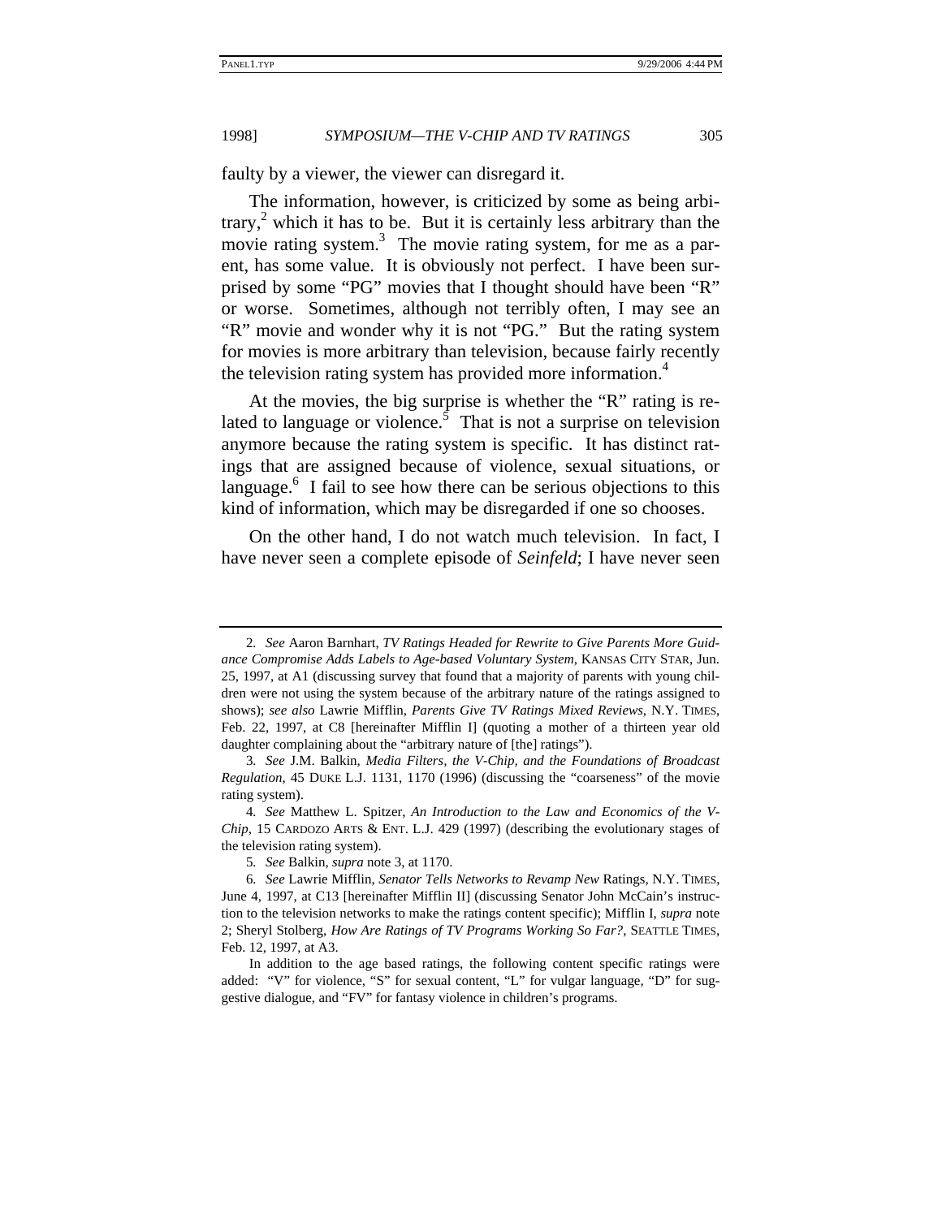faulty by a viewer, the viewer can disregard it.

The information, however, is criticized by some as being arbitrary,[2] which it has to be. But it is certainly less arbitrary than the movie rating system.[3] The movie rating system, for me as a parent, has some value. It is obviously not perfect. I have been surprised by some "PG" movies that I thought should have been "R" or worse. Sometimes, although not terribly often, I may see an "R" movie and wonder why it is not "PG." But the rating system for movies is more arbitrary than television, because fairly recently the television rating system has provided more information.[4]

At the movies, the big surprise is whether the "R" rating is related to language or violence.[5] That is not a surprise on television anymore because the rating system is specific. It has distinct ratings that are assigned because of violence, sexual situations, or language.[6] I fail to see how there can be serious objections to this kind of information, which may be disregarded if one so chooses.

On the other hand, I do not watch much television. In fact, I have never seen a complete episode of *Seinfeld*; I have never seen

---

2. *See* Aaron Barnhart, *TV Ratings Headed for Rewrite to Give Parents More Guidance Compromise Adds Labels to Age-based Voluntary System*, KANSAS CITY STAR, Jun. 25, 1997, at A1 (discussing survey that found that a majority of parents with young children were not using the system because of the arbitrary nature of the ratings assigned to shows); *see also* Lawrie Mifflin, *Parents Give TV Ratings Mixed Reviews*, N.Y. TIMES, Feb. 22, 1997, at C8 [hereinafter Mifflin I] (quoting a mother of a thirteen year old daughter complaining about the "arbitrary nature of [the] ratings").

3. *See* J.M. Balkin, *Media Filters, the V-Chip, and the Foundations of Broadcast Regulation*, 45 DUKE L.J. 1131, 1170 (1996) (discussing the "coarseness" of the movie rating system).

4. *See* Matthew L. Spitzer, *An Introduction to the Law and Economics of the V-Chip*, 15 CARDOZO ARTS & ENT. L.J. 429 (1997) (describing the evolutionary stages of the television rating system).

5. *See* Balkin, *supra* note 3, at 1170.

6. *See* Lawrie Mifflin, *Senator Tells Networks to Revamp New* Ratings, N.Y. TIMES, June 4, 1997, at C13 [hereinafter Mifflin II] (discussing Senator John McCain's instruction to the television networks to make the ratings content specific); Mifflin I, *supra* note 2; Sheryl Stolberg, *How Are Ratings of TV Programs Working So Far?*, SEATTLE TIMES, Feb. 12, 1997, at A3.

In addition to the age based ratings, the following content specific ratings were added: "V" for violence, "S" for sexual content, "L" for vulgar language, "D" for suggestive dialogue, and "FV" for fantasy violence in children's programs.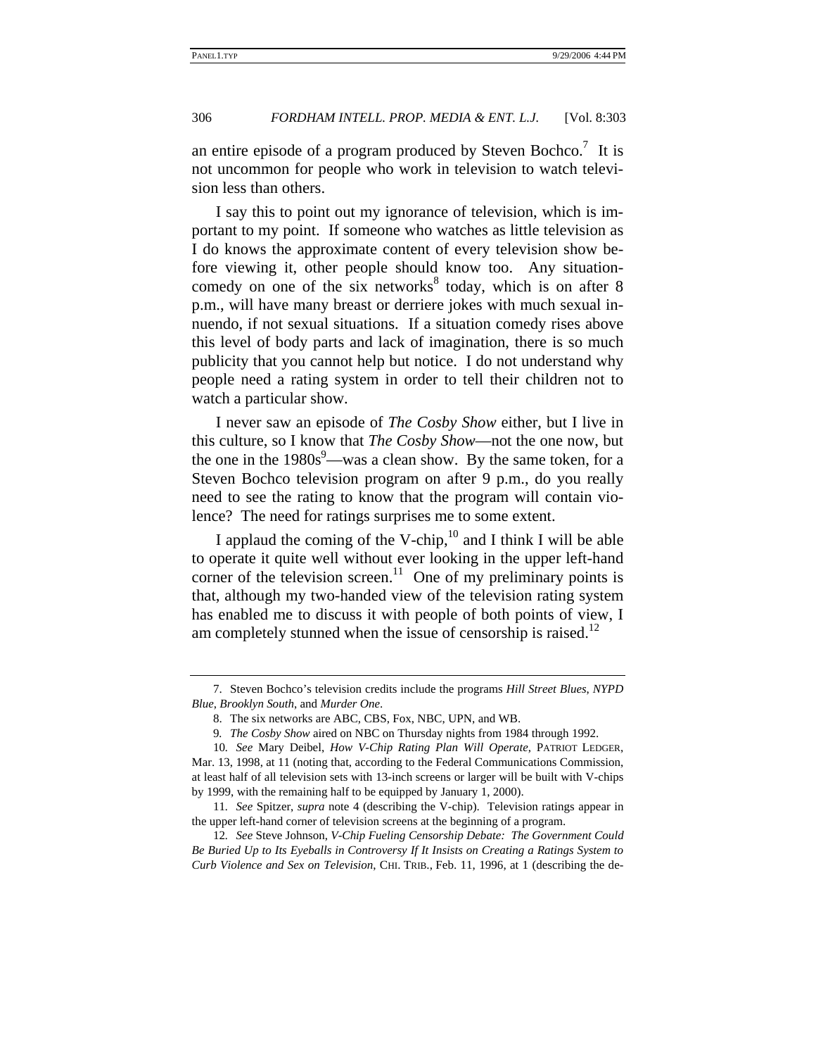an entire episode of a program produced by Steven Bochco.[7] It is not uncommon for people who work in television to watch television less than others.

I say this to point out my ignorance of television, which is important to my point. If someone who watches as little television as I do knows the approximate content of every television show before viewing it, other people should know too. Any situation-comedy on one of the six networks[8] today, which is on after 8 p.m., will have many breast or derriere jokes with much sexual innuendo, if not sexual situations. If a situation comedy rises above this level of body parts and lack of imagination, there is so much publicity that you cannot help but notice. I do not understand why people need a rating system in order to tell their children not to watch a particular show.

I never saw an episode of *The Cosby Show* either, but I live in this culture, so I know that *The Cosby Show*—not the one now, but the one in the 1980s[9]—was a clean show. By the same token, for a Steven Bochco television program on after 9 p.m., do you really need to see the rating to know that the program will contain violence? The need for ratings surprises me to some extent.

I applaud the coming of the V-chip,[10] and I think I will be able to operate it quite well without ever looking in the upper left-hand corner of the television screen.[11] One of my preliminary points is that, although my two-handed view of the television rating system has enabled me to discuss it with people of both points of view, I am completely stunned when the issue of censorship is raised.[12]

---

7. Steven Bochco's television credits include the programs *Hill Street Blues*, *NYPD Blue*, *Brooklyn South*, and *Murder One*.

8. The six networks are ABC, CBS, Fox, NBC, UPN, and WB.

9. *The Cosby Show* aired on NBC on Thursday nights from 1984 through 1992.

10. *See* Mary Deibel, *How V-Chip Rating Plan Will Operate*, PATRIOT LEDGER, Mar. 13, 1998, at 11 (noting that, according to the Federal Communications Commission, at least half of all television sets with 13-inch screens or larger will be built with V-chips by 1999, with the remaining half to be equipped by January 1, 2000).

11. *See* Spitzer, *supra* note 4 (describing the V-chip). Television ratings appear in the upper left-hand corner of television screens at the beginning of a program.

12. *See* Steve Johnson, *V-Chip Fueling Censorship Debate: The Government Could Be Buried Up to Its Eyeballs in Controversy If It Insists on Creating a Ratings System to Curb Violence and Sex on Television*, CHI. TRIB., Feb. 11, 1996, at 1 (describing the de-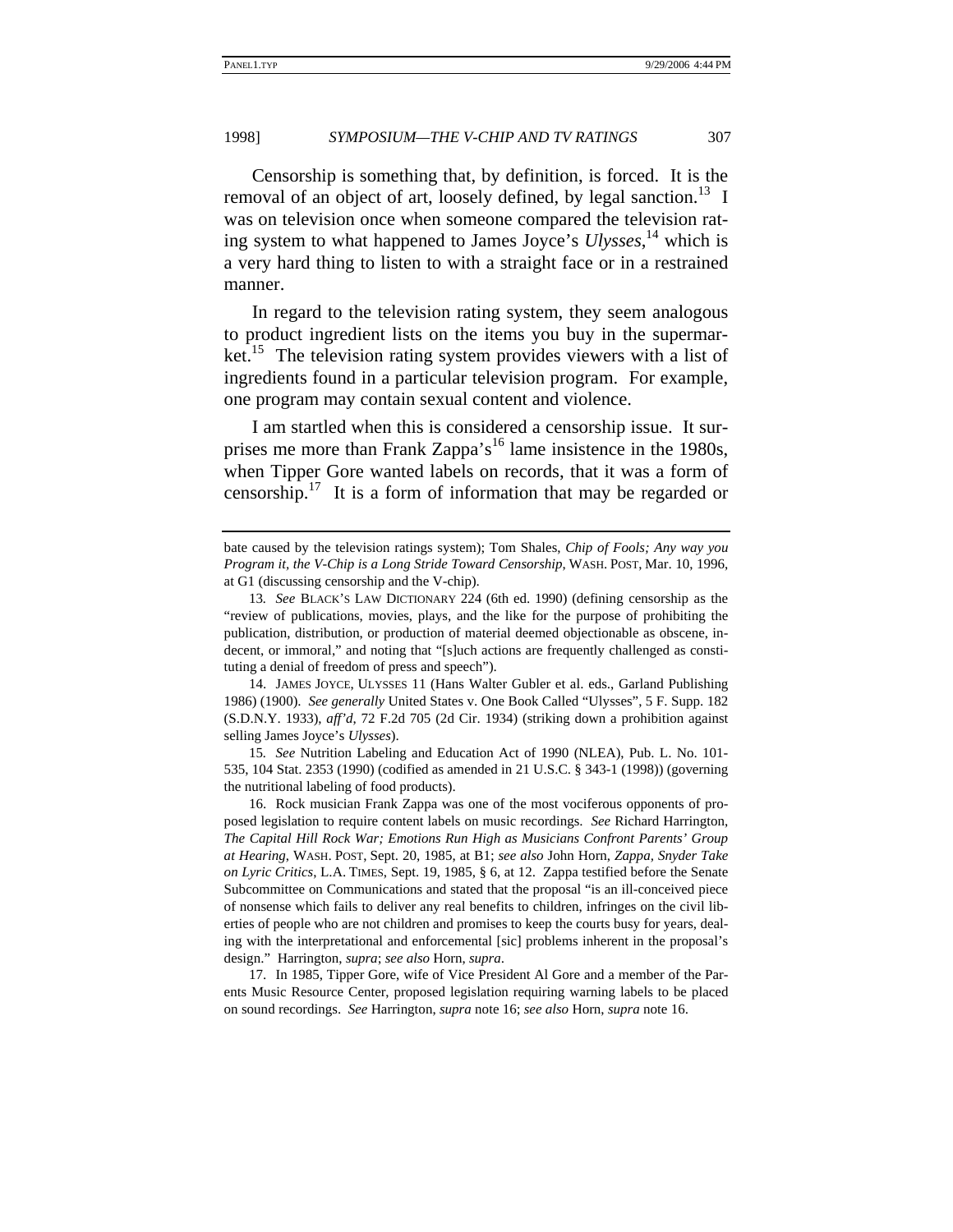Censorship is something that, by definition, is forced. It is the removal of an object of art, loosely defined, by legal sanction.[13] I was on television once when someone compared the television rating system to what happened to James Joyce's *Ulysses*,[14] which is a very hard thing to listen to with a straight face or in a restrained manner.

In regard to the television rating system, they seem analogous to product ingredient lists on the items you buy in the supermarket.[15] The television rating system provides viewers with a list of ingredients found in a particular television program. For example, one program may contain sexual content and violence.

I am startled when this is considered a censorship issue. It surprises me more than Frank Zappa's[16] lame insistence in the 1980s, when Tipper Gore wanted labels on records, that it was a form of censorship.[17] It is a form of information that may be regarded or

---

bate caused by the television ratings system); Tom Shales, *Chip of Fools; Any way you Program it, the V-Chip is a Long Stride Toward Censorship*, WASH. POST, Mar. 10, 1996, at G1 (discussing censorship and the V-chip).

13. *See* BLACK'S LAW DICTIONARY 224 (6th ed. 1990) (defining censorship as the "review of publications, movies, plays, and the like for the purpose of prohibiting the publication, distribution, or production of material deemed objectionable as obscene, indecent, or immoral," and noting that "[s]uch actions are frequently challenged as constituting a denial of freedom of press and speech").

14. JAMES JOYCE, ULYSSES 11 (Hans Walter Gubler et al. eds., Garland Publishing 1986) (1900). *See generally* United States v. One Book Called "Ulysses", 5 F. Supp. 182 (S.D.N.Y. 1933), *aff'd*, 72 F.2d 705 (2d Cir. 1934) (striking down a prohibition against selling James Joyce's *Ulysses*).

15. *See* Nutrition Labeling and Education Act of 1990 (NLEA), Pub. L. No. 101-535, 104 Stat. 2353 (1990) (codified as amended in 21 U.S.C. § 343-1 (1998)) (governing the nutritional labeling of food products).

16. Rock musician Frank Zappa was one of the most vociferous opponents of proposed legislation to require content labels on music recordings. *See* Richard Harrington, *The Capital Hill Rock War; Emotions Run High as Musicians Confront Parents' Group at Hearing*, WASH. POST, Sept. 20, 1985, at B1; *see also* John Horn, *Zappa, Snyder Take on Lyric Critics*, L.A. TIMES, Sept. 19, 1985, § 6, at 12. Zappa testified before the Senate Subcommittee on Communications and stated that the proposal "is an ill-conceived piece of nonsense which fails to deliver any real benefits to children, infringes on the civil liberties of people who are not children and promises to keep the courts busy for years, dealing with the interpretational and enforcemental [sic] problems inherent in the proposal's design." Harrington, *supra*; *see also* Horn, *supra*.

17. In 1985, Tipper Gore, wife of Vice President Al Gore and a member of the Parents Music Resource Center, proposed legislation requiring warning labels to be placed on sound recordings. *See* Harrington, *supra* note 16; *see also* Horn, *supra* note 16.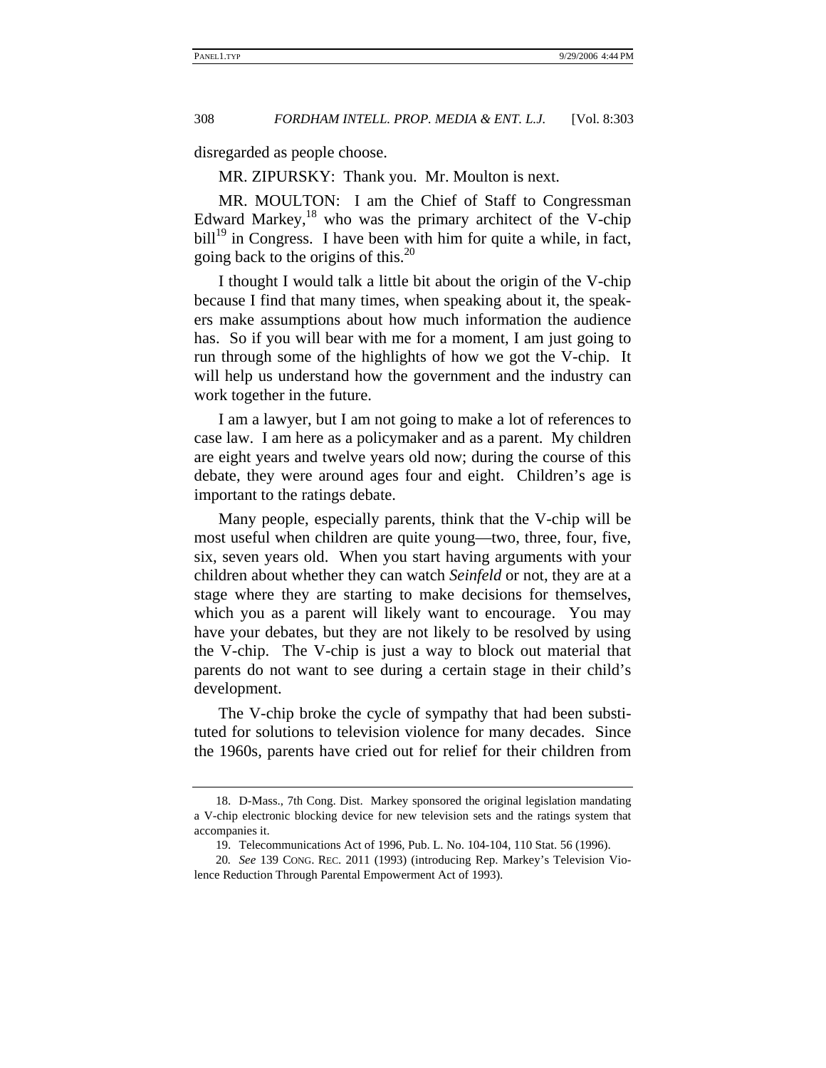disregarded as people choose.

MR. ZIPURSKY: Thank you. Mr. Moulton is next.

MR. MOULTON: I am the Chief of Staff to Congressman Edward Markey,[18] who was the primary architect of the V-chip bill[19] in Congress. I have been with him for quite a while, in fact, going back to the origins of this.[20]

I thought I would talk a little bit about the origin of the V-chip because I find that many times, when speaking about it, the speakers make assumptions about how much information the audience has. So if you will bear with me for a moment, I am just going to run through some of the highlights of how we got the V-chip. It will help us understand how the government and the industry can work together in the future.

I am a lawyer, but I am not going to make a lot of references to case law. I am here as a policymaker and as a parent. My children are eight years and twelve years old now; during the course of this debate, they were around ages four and eight. Children's age is important to the ratings debate.

Many people, especially parents, think that the V-chip will be most useful when children are quite young—two, three, four, five, six, seven years old. When you start having arguments with your children about whether they can watch *Seinfeld* or not, they are at a stage where they are starting to make decisions for themselves, which you as a parent will likely want to encourage. You may have your debates, but they are not likely to be resolved by using the V-chip. The V-chip is just a way to block out material that parents do not want to see during a certain stage in their child's development.

The V-chip broke the cycle of sympathy that had been substituted for solutions to television violence for many decades. Since the 1960s, parents have cried out for relief for their children from

---

18. D-Mass., 7th Cong. Dist. Markey sponsored the original legislation mandating a V-chip electronic blocking device for new television sets and the ratings system that accompanies it.

19. Telecommunications Act of 1996, Pub. L. No. 104-104, 110 Stat. 56 (1996).

20. *See* 139 CONG. REC. 2011 (1993) (introducing Rep. Markey's Television Violence Reduction Through Parental Empowerment Act of 1993).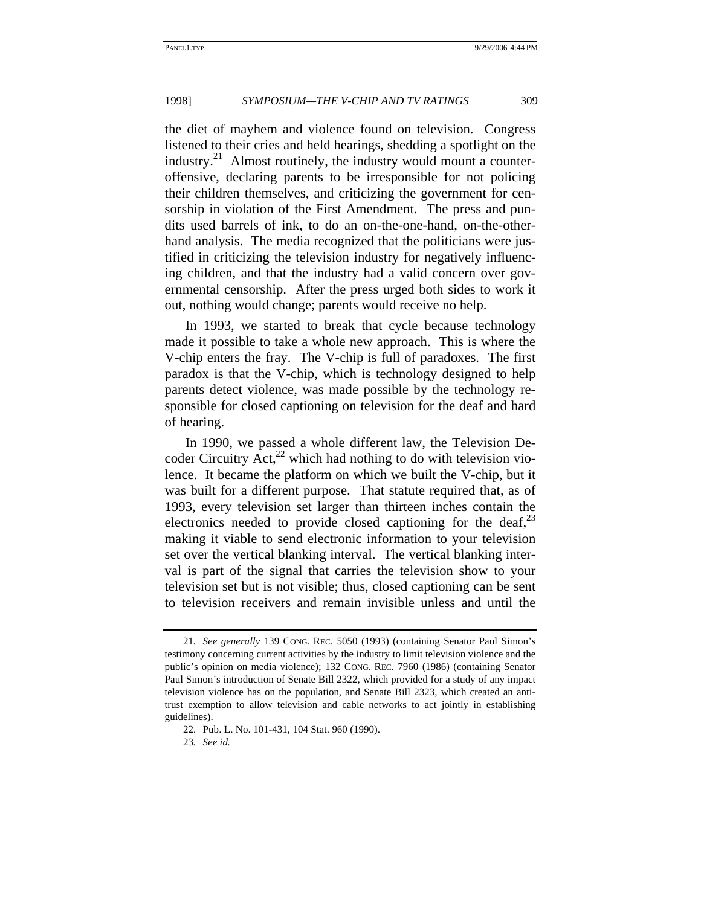the diet of mayhem and violence found on television. Congress listened to their cries and held hearings, shedding a spotlight on the industry.[21] Almost routinely, the industry would mount a counter-offensive, declaring parents to be irresponsible for not policing their children themselves, and criticizing the government for censorship in violation of the First Amendment. The press and pundits used barrels of ink, to do an on-the-one-hand, on-the-other-hand analysis. The media recognized that the politicians were justified in criticizing the television industry for negatively influencing children, and that the industry had a valid concern over governmental censorship. After the press urged both sides to work it out, nothing would change; parents would receive no help.

In 1993, we started to break that cycle because technology made it possible to take a whole new approach. This is where the V-chip enters the fray. The V-chip is full of paradoxes. The first paradox is that the V-chip, which is technology designed to help parents detect violence, was made possible by the technology responsible for closed captioning on television for the deaf and hard of hearing.

In 1990, we passed a whole different law, the Television Decoder Circuitry Act,[22] which had nothing to do with television violence. It became the platform on which we built the V-chip, but it was built for a different purpose. That statute required that, as of 1993, every television set larger than thirteen inches contain the electronics needed to provide closed captioning for the deaf,[23] making it viable to send electronic information to your television set over the vertical blanking interval. The vertical blanking interval is part of the signal that carries the television show to your television set but is not visible; thus, closed captioning can be sent to television receivers and remain invisible unless and until the

---

21. *See generally* 139 CONG. REC. 5050 (1993) (containing Senator Paul Simon's testimony concerning current activities by the industry to limit television violence and the public's opinion on media violence); 132 CONG. REC. 7960 (1986) (containing Senator Paul Simon's introduction of Senate Bill 2322, which provided for a study of any impact television violence has on the population, and Senate Bill 2323, which created an antitrust exemption to allow television and cable networks to act jointly in establishing guidelines).

22. Pub. L. No. 101-431, 104 Stat. 960 (1990).

23. *See id.*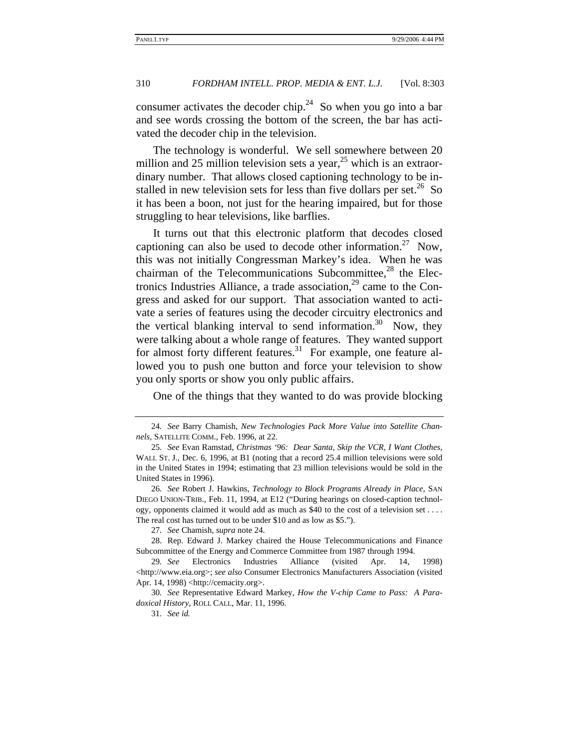consumer activates the decoder chip.[24] So when you go into a bar and see words crossing the bottom of the screen, the bar has activated the decoder chip in the television.

The technology is wonderful. We sell somewhere between 20 million and 25 million television sets a year,[25] which is an extraordinary number. That allows closed captioning technology to be installed in new television sets for less than five dollars per set.[26] So it has been a boon, not just for the hearing impaired, but for those struggling to hear televisions, like barflies.

It turns out that this electronic platform that decodes closed captioning can also be used to decode other information.[27] Now, this was not initially Congressman Markey's idea. When he was chairman of the Telecommunications Subcommittee,[28] the Electronics Industries Alliance, a trade association,[29] came to the Congress and asked for our support. That association wanted to activate a series of features using the decoder circuitry electronics and the vertical blanking interval to send information.[30] Now, they were talking about a whole range of features. They wanted support for almost forty different features.[31] For example, one feature allowed you to push one button and force your television to show you only sports or show you only public affairs.

One of the things that they wanted to do was provide blocking

---

24. *See* Barry Chamish, *New Technologies Pack More Value into Satellite Channels*, SATELLITE COMM., Feb. 1996, at 22.

25. *See* Evan Ramstad, *Christmas '96: Dear Santa, Skip the VCR, I Want Clothes*, WALL ST. J., Dec. 6, 1996, at B1 (noting that a record 25.4 million televisions were sold in the United States in 1994; estimating that 23 million televisions would be sold in the United States in 1996).

26. *See* Robert J. Hawkins, *Technology to Block Programs Already in Place*, SAN DIEGO UNION-TRIB., Feb. 11, 1994, at E12 ("During hearings on closed-caption technology, opponents claimed it would add as much as $40 to the cost of a television set . . . . The real cost has turned out to be under $10 and as low as $5.").

27. *See* Chamish, *supra* note 24.

28. Rep. Edward J. Markey chaired the House Telecommunications and Finance Subcommittee of the Energy and Commerce Committee from 1987 through 1994.

29. *See* Electronics Industries Alliance (visited Apr. 14, 1998) <http://www.eia.org>; *see also* Consumer Electronics Manufacturers Association (visited Apr. 14, 1998) <http://cemacity.org>.

30. *See* Representative Edward Markey, *How the V-chip Came to Pass: A Paradoxical History*, ROLL CALL, Mar. 11, 1996.

31. *See id.*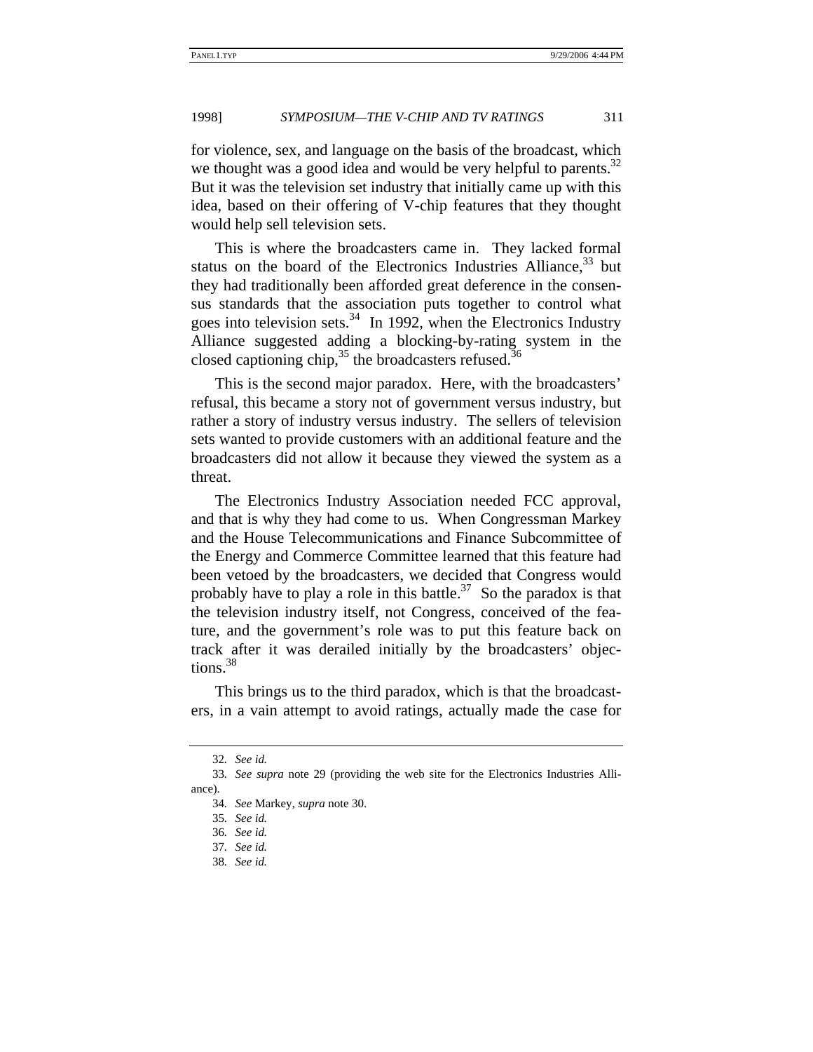for violence, sex, and language on the basis of the broadcast, which we thought was a good idea and would be very helpful to parents.[32] But it was the television set industry that initially came up with this idea, based on their offering of V-chip features that they thought would help sell television sets.

This is where the broadcasters came in. They lacked formal status on the board of the Electronics Industries Alliance,[33] but they had traditionally been afforded great deference in the consensus standards that the association puts together to control what goes into television sets.[34] In 1992, when the Electronics Industry Alliance suggested adding a blocking-by-rating system in the closed captioning chip,[35] the broadcasters refused.[36]

This is the second major paradox. Here, with the broadcasters' refusal, this became a story not of government versus industry, but rather a story of industry versus industry. The sellers of television sets wanted to provide customers with an additional feature and the broadcasters did not allow it because they viewed the system as a threat.

The Electronics Industry Association needed FCC approval, and that is why they had come to us. When Congressman Markey and the House Telecommunications and Finance Subcommittee of the Energy and Commerce Committee learned that this feature had been vetoed by the broadcasters, we decided that Congress would probably have to play a role in this battle.[37] So the paradox is that the television industry itself, not Congress, conceived of the feature, and the government's role was to put this feature back on track after it was derailed initially by the broadcasters' objections.[38]

This brings us to the third paradox, which is that the broadcasters, in a vain attempt to avoid ratings, actually made the case for

---

32. *See id.*

33. *See supra* note 29 (providing the web site for the Electronics Industries Alliance).

34. *See* Markey, *supra* note 30.

35. *See id.*

36. *See id.*

37. *See id.*

38. *See id.*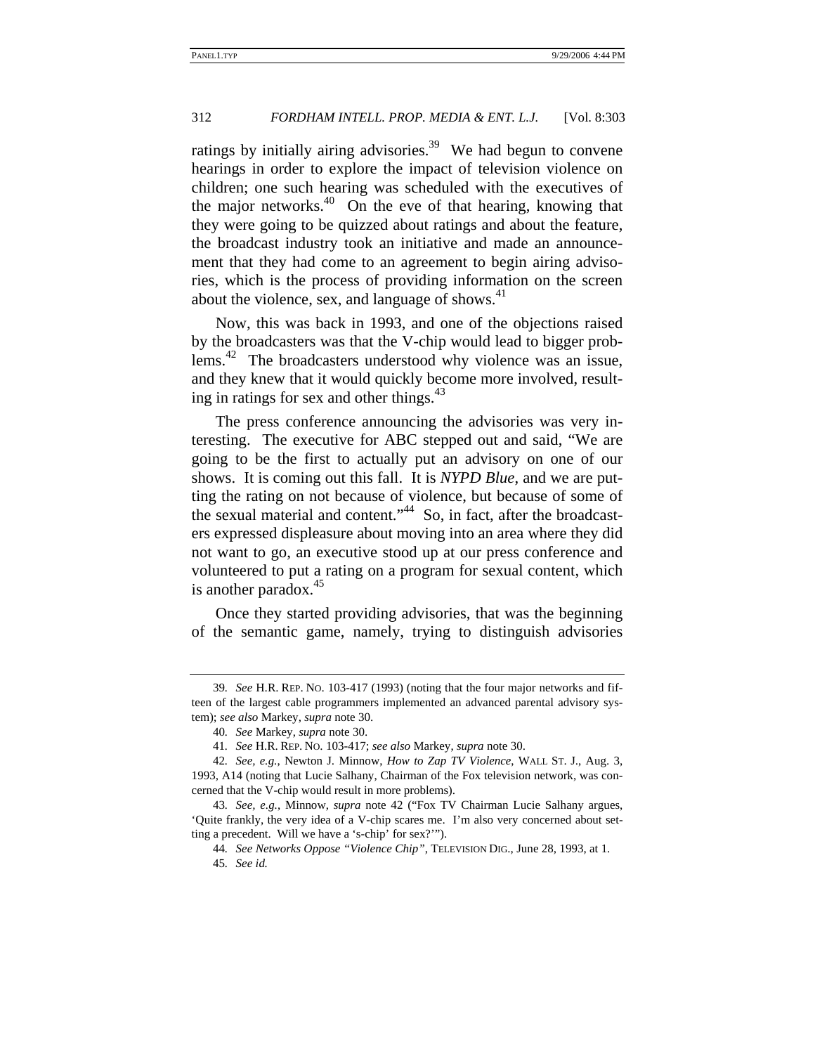ratings by initially airing advisories.[39] We had begun to convene hearings in order to explore the impact of television violence on children; one such hearing was scheduled with the executives of the major networks.[40] On the eve of that hearing, knowing that they were going to be quizzed about ratings and about the feature, the broadcast industry took an initiative and made an announcement that they had come to an agreement to begin airing advisories, which is the process of providing information on the screen about the violence, sex, and language of shows.[41]

Now, this was back in 1993, and one of the objections raised by the broadcasters was that the V-chip would lead to bigger problems.[42] The broadcasters understood why violence was an issue, and they knew that it would quickly become more involved, resulting in ratings for sex and other things.[43]

The press conference announcing the advisories was very interesting. The executive for ABC stepped out and said, "We are going to be the first to actually put an advisory on one of our shows. It is coming out this fall. It is *NYPD Blue*, and we are putting the rating on not because of violence, but because of some of the sexual material and content."[44] So, in fact, after the broadcasters expressed displeasure about moving into an area where they did not want to go, an executive stood up at our press conference and volunteered to put a rating on a program for sexual content, which is another paradox.[45]

Once they started providing advisories, that was the beginning of the semantic game, namely, trying to distinguish advisories

---

39. *See* H.R. REP. NO. 103-417 (1993) (noting that the four major networks and fifteen of the largest cable programmers implemented an advanced parental advisory system); *see also* Markey, *supra* note 30.

40. *See* Markey, *supra* note 30.

41. *See* H.R. REP. NO. 103-417; *see also* Markey, *supra* note 30.

42. *See, e.g.*, Newton J. Minnow, *How to Zap TV Violence*, WALL ST. J., Aug. 3, 1993, A14 (noting that Lucie Salhany, Chairman of the Fox television network, was concerned that the V-chip would result in more problems).

43. *See, e.g.*, Minnow, *supra* note 42 ("Fox TV Chairman Lucie Salhany argues, 'Quite frankly, the very idea of a V-chip scares me. I'm also very concerned about setting a precedent. Will we have a 's-chip' for sex?'").

44. *See Networks Oppose "Violence Chip"*, TELEVISION DIG., June 28, 1993, at 1.

45. *See id.*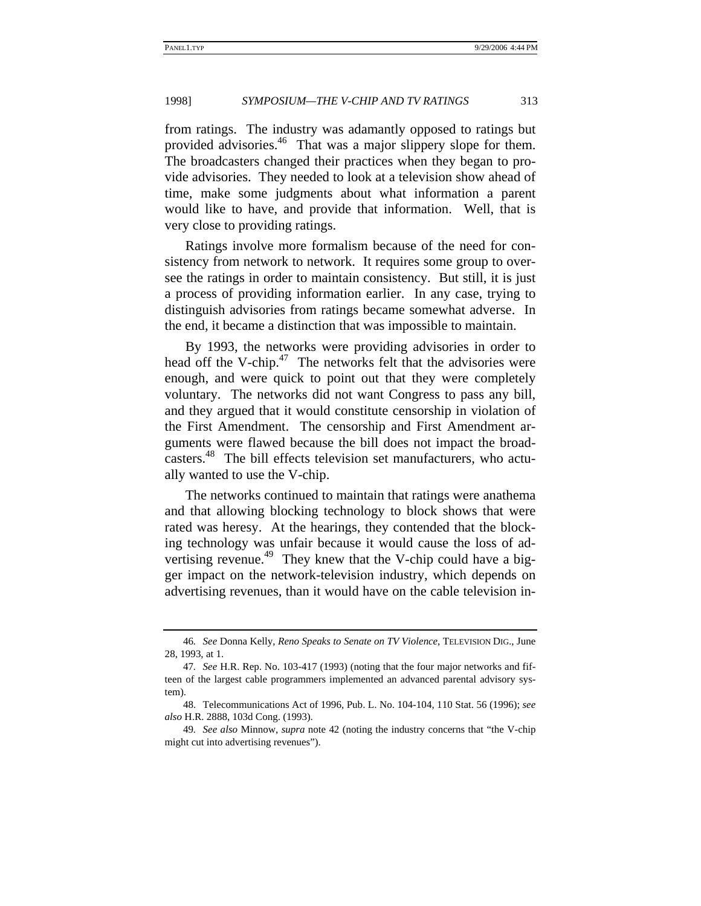from ratings. The industry was adamantly opposed to ratings but provided advisories.[46] That was a major slippery slope for them. The broadcasters changed their practices when they began to provide advisories. They needed to look at a television show ahead of time, make some judgments about what information a parent would like to have, and provide that information. Well, that is very close to providing ratings.

Ratings involve more formalism because of the need for consistency from network to network. It requires some group to oversee the ratings in order to maintain consistency. But still, it is just a process of providing information earlier. In any case, trying to distinguish advisories from ratings became somewhat adverse. In the end, it became a distinction that was impossible to maintain.

By 1993, the networks were providing advisories in order to head off the V-chip.[47] The networks felt that the advisories were enough, and were quick to point out that they were completely voluntary. The networks did not want Congress to pass any bill, and they argued that it would constitute censorship in violation of the First Amendment. The censorship and First Amendment arguments were flawed because the bill does not impact the broadcasters.[48] The bill effects television set manufacturers, who actually wanted to use the V-chip.

The networks continued to maintain that ratings were anathema and that allowing blocking technology to block shows that were rated was heresy. At the hearings, they contended that the blocking technology was unfair because it would cause the loss of advertising revenue.[49] They knew that the V-chip could have a bigger impact on the network-television industry, which depends on advertising revenues, than it would have on the cable television in-

---

46. *See* Donna Kelly, *Reno Speaks to Senate on TV Violence*, TELEVISION DIG., June 28, 1993, at 1.

47. *See* H.R. Rep. No. 103-417 (1993) (noting that the four major networks and fifteen of the largest cable programmers implemented an advanced parental advisory system).

48. Telecommunications Act of 1996, Pub. L. No. 104-104, 110 Stat. 56 (1996); *see also* H.R. 2888, 103d Cong. (1993).

49. *See also* Minnow, *supra* note 42 (noting the industry concerns that "the V-chip might cut into advertising revenues").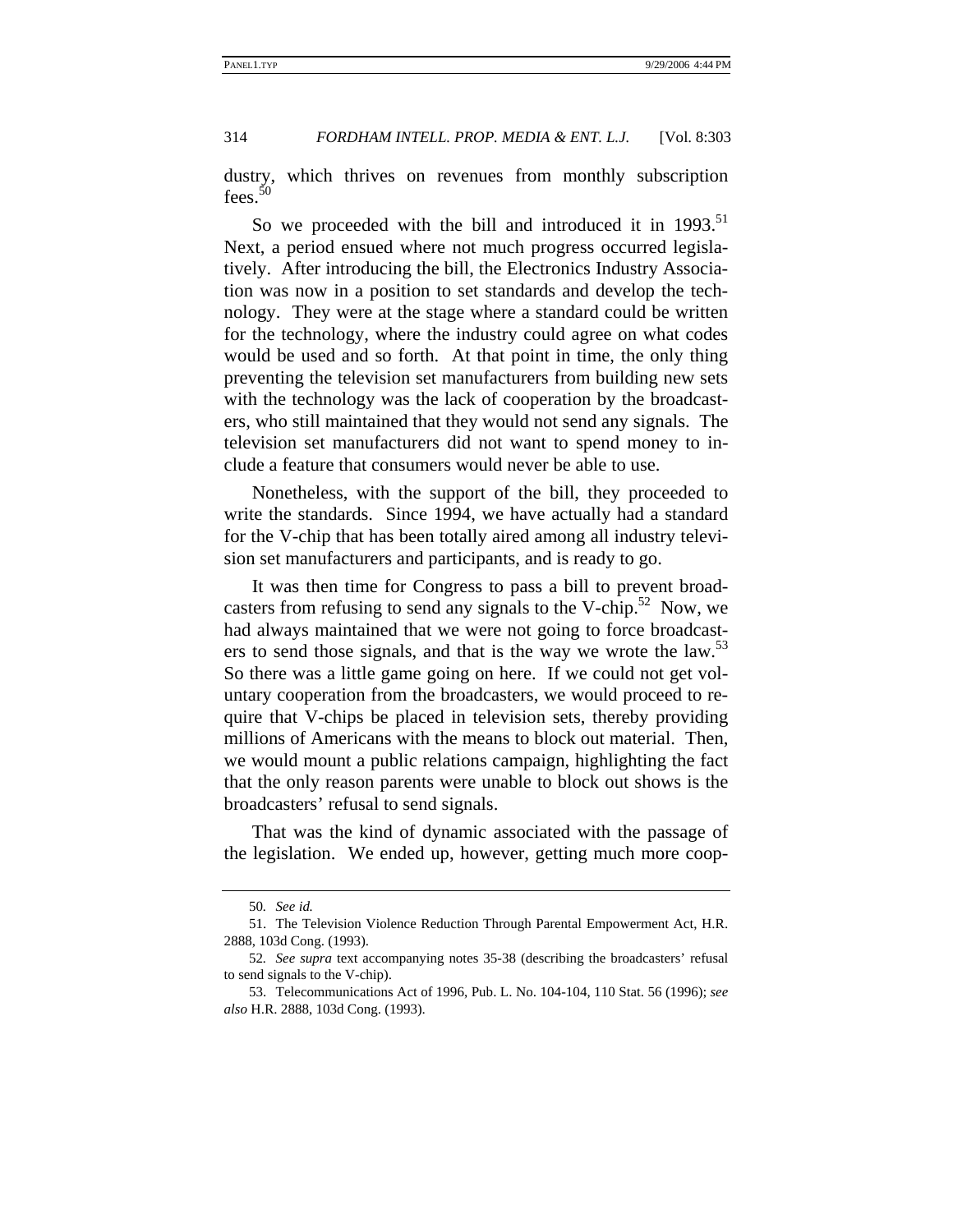dustry, which thrives on revenues from monthly subscription fees.[50]

So we proceeded with the bill and introduced it in 1993.[51] Next, a period ensued where not much progress occurred legislatively. After introducing the bill, the Electronics Industry Association was now in a position to set standards and develop the technology. They were at the stage where a standard could be written for the technology, where the industry could agree on what codes would be used and so forth. At that point in time, the only thing preventing the television set manufacturers from building new sets with the technology was the lack of cooperation by the broadcasters, who still maintained that they would not send any signals. The television set manufacturers did not want to spend money to include a feature that consumers would never be able to use.

Nonetheless, with the support of the bill, they proceeded to write the standards. Since 1994, we have actually had a standard for the V-chip that has been totally aired among all industry television set manufacturers and participants, and is ready to go.

It was then time for Congress to pass a bill to prevent broadcasters from refusing to send any signals to the V-chip.[52] Now, we had always maintained that we were not going to force broadcasters to send those signals, and that is the way we wrote the law.[53] So there was a little game going on here. If we could not get voluntary cooperation from the broadcasters, we would proceed to require that V-chips be placed in television sets, thereby providing millions of Americans with the means to block out material. Then, we would mount a public relations campaign, highlighting the fact that the only reason parents were unable to block out shows is the broadcasters' refusal to send signals.

That was the kind of dynamic associated with the passage of the legislation. We ended up, however, getting much more coop-

---

50. *See id.*

51. The Television Violence Reduction Through Parental Empowerment Act, H.R. 2888, 103d Cong. (1993).

52. *See supra* text accompanying notes 35-38 (describing the broadcasters' refusal to send signals to the V-chip).

53. Telecommunications Act of 1996, Pub. L. No. 104-104, 110 Stat. 56 (1996); *see also* H.R. 2888, 103d Cong. (1993).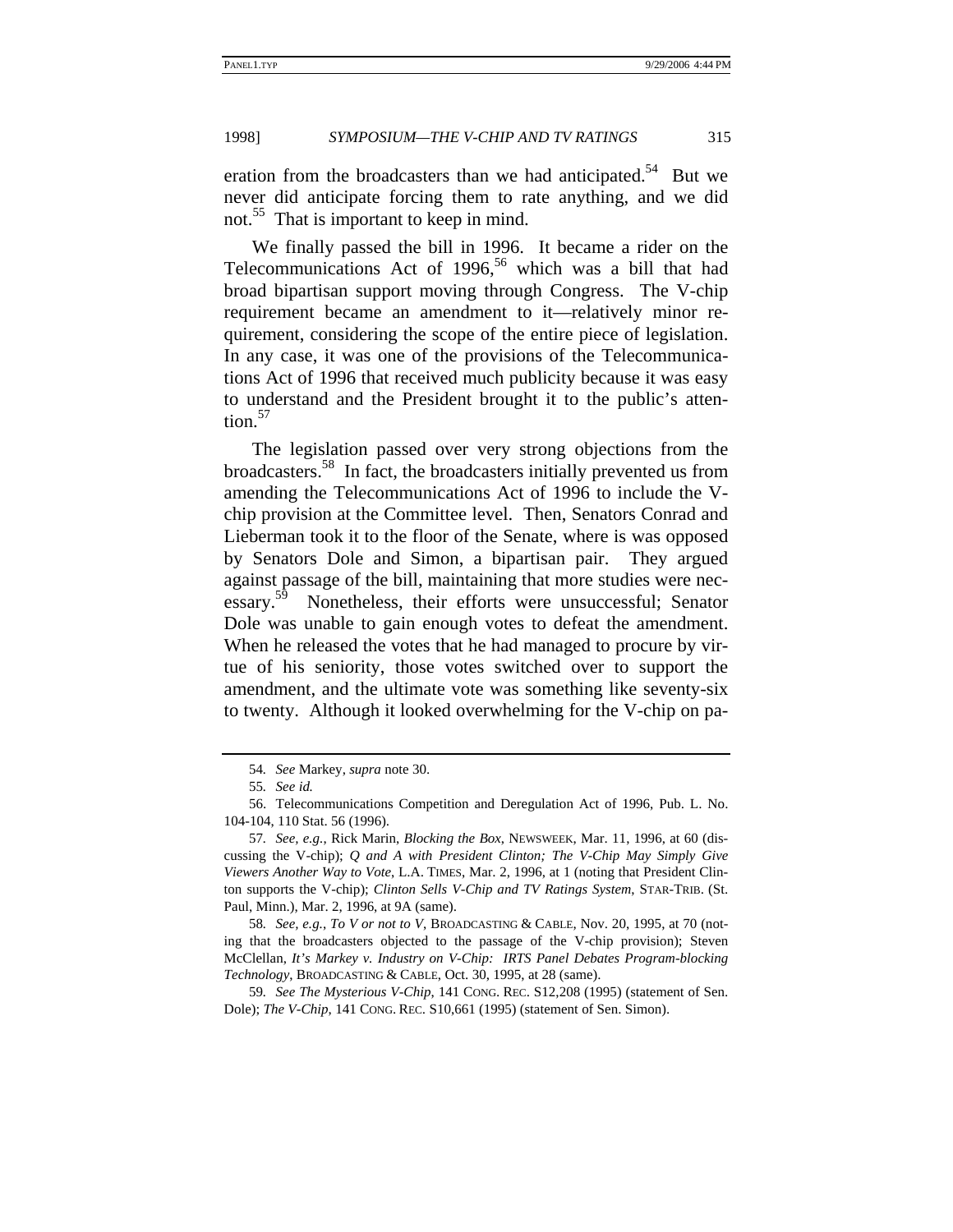eration from the broadcasters than we had anticipated.[54] But we never did anticipate forcing them to rate anything, and we did not.[55] That is important to keep in mind.

We finally passed the bill in 1996. It became a rider on the Telecommunications Act of 1996,[56] which was a bill that had broad bipartisan support moving through Congress. The V-chip requirement became an amendment to it—relatively minor requirement, considering the scope of the entire piece of legislation. In any case, it was one of the provisions of the Telecommunications Act of 1996 that received much publicity because it was easy to understand and the President brought it to the public's attention.[57]

The legislation passed over very strong objections from the broadcasters.[58] In fact, the broadcasters initially prevented us from amending the Telecommunications Act of 1996 to include the V-chip provision at the Committee level. Then, Senators Conrad and Lieberman took it to the floor of the Senate, where is was opposed by Senators Dole and Simon, a bipartisan pair. They argued against passage of the bill, maintaining that more studies were necessary.[59] Nonetheless, their efforts were unsuccessful; Senator Dole was unable to gain enough votes to defeat the amendment. When he released the votes that he had managed to procure by virtue of his seniority, those votes switched over to support the amendment, and the ultimate vote was something like seventy-six to twenty. Although it looked overwhelming for the V-chip on pa-

---

54. *See* Markey, *supra* note 30.

55. *See id.*

56. Telecommunications Competition and Deregulation Act of 1996, Pub. L. No. 104-104, 110 Stat. 56 (1996).

57. *See, e.g.*, Rick Marin, *Blocking the Box*, NEWSWEEK, Mar. 11, 1996, at 60 (discussing the V-chip); *Q and A with President Clinton; The V-Chip May Simply Give Viewers Another Way to Vote*, L.A. TIMES, Mar. 2, 1996, at 1 (noting that President Clinton supports the V-chip); *Clinton Sells V-Chip and TV Ratings System*, STAR-TRIB. (St. Paul, Minn.), Mar. 2, 1996, at 9A (same).

58. *See, e.g.*, *To V or not to V*, BROADCASTING & CABLE, Nov. 20, 1995, at 70 (noting that the broadcasters objected to the passage of the V-chip provision); Steven McClellan, *It's Markey v. Industry on V-Chip: IRTS Panel Debates Program-blocking Technology*, BROADCASTING & CABLE, Oct. 30, 1995, at 28 (same).

59. *See The Mysterious V-Chip*, 141 CONG. REC. S12,208 (1995) (statement of Sen. Dole); *The V-Chip*, 141 CONG. REC. S10,661 (1995) (statement of Sen. Simon).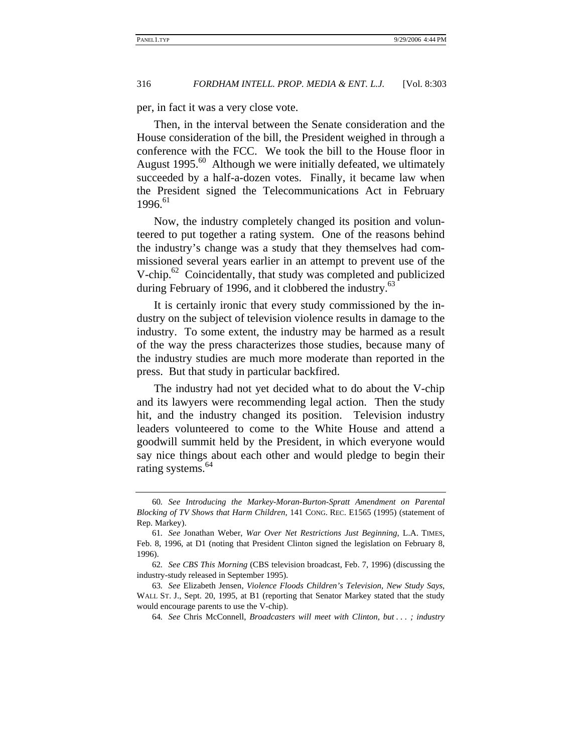per, in fact it was a very close vote.

Then, in the interval between the Senate consideration and the House consideration of the bill, the President weighed in through a conference with the FCC. We took the bill to the House floor in August 1995.[60] Although we were initially defeated, we ultimately succeeded by a half-a-dozen votes. Finally, it became law when the President signed the Telecommunications Act in February 1996.[61]

Now, the industry completely changed its position and volunteered to put together a rating system. One of the reasons behind the industry's change was a study that they themselves had commissioned several years earlier in an attempt to prevent use of the V-chip.[62] Coincidentally, that study was completed and publicized during February of 1996, and it clobbered the industry.[63]

It is certainly ironic that every study commissioned by the industry on the subject of television violence results in damage to the industry. To some extent, the industry may be harmed as a result of the way the press characterizes those studies, because many of the industry studies are much more moderate than reported in the press. But that study in particular backfired.

The industry had not yet decided what to do about the V-chip and its lawyers were recommending legal action. Then the study hit, and the industry changed its position. Television industry leaders volunteered to come to the White House and attend a goodwill summit held by the President, in which everyone would say nice things about each other and would pledge to begin their rating systems.[64]

---

60. *See Introducing the Markey-Moran-Burton-Spratt Amendment on Parental Blocking of TV Shows that Harm Children*, 141 CONG. REC. E1565 (1995) (statement of Rep. Markey).

61. *See* Jonathan Weber, *War Over Net Restrictions Just Beginning*, L.A. TIMES, Feb. 8, 1996, at D1 (noting that President Clinton signed the legislation on February 8, 1996).

62. *See CBS This Morning* (CBS television broadcast, Feb. 7, 1996) (discussing the industry-study released in September 1995).

63. *See* Elizabeth Jensen, *Violence Floods Children's Television, New Study Says*, WALL ST. J., Sept. 20, 1995, at B1 (reporting that Senator Markey stated that the study would encourage parents to use the V-chip).

64. *See* Chris McConnell, *Broadcasters will meet with Clinton, but . . . ; industry*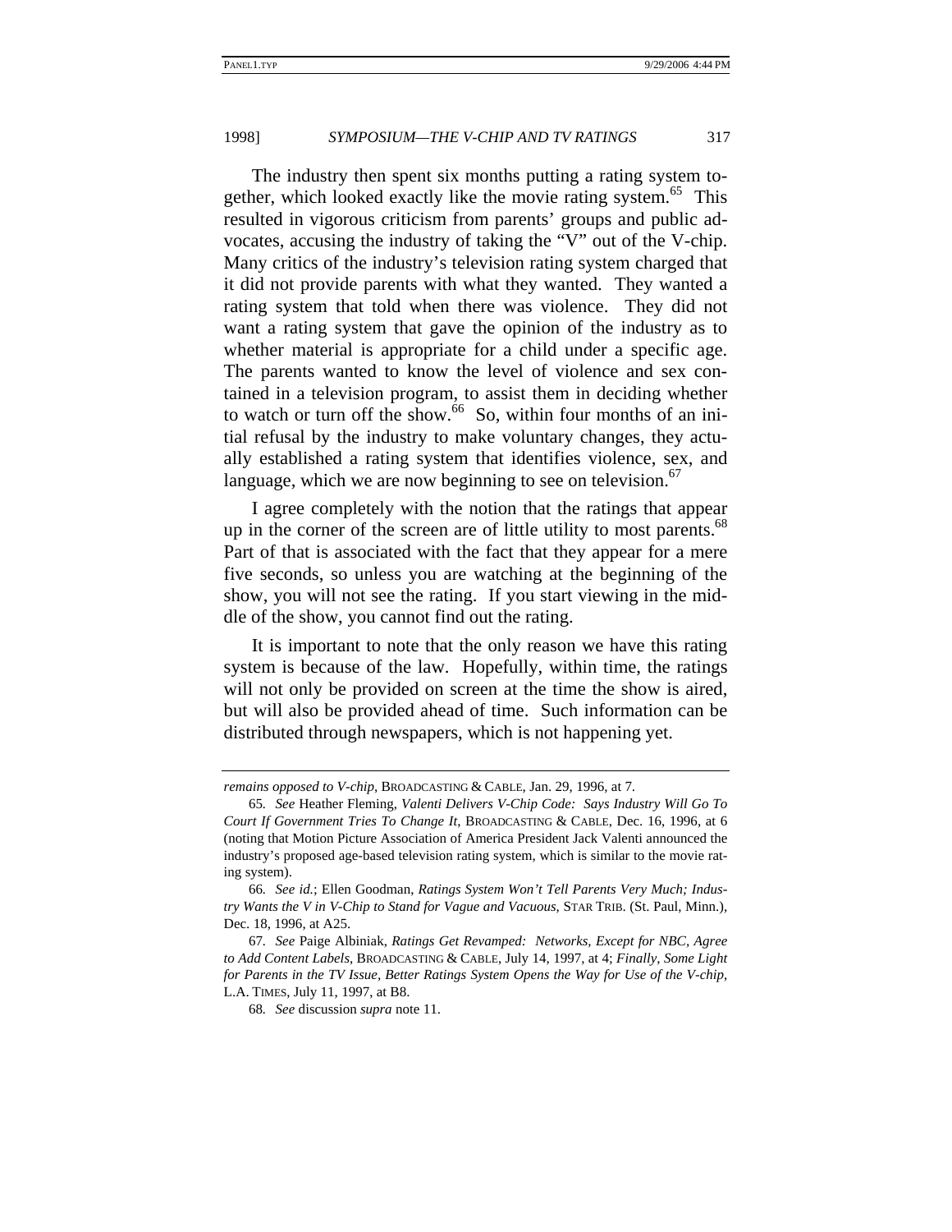The industry then spent six months putting a rating system together, which looked exactly like the movie rating system.[65] This resulted in vigorous criticism from parents' groups and public advocates, accusing the industry of taking the "V" out of the V-chip. Many critics of the industry's television rating system charged that it did not provide parents with what they wanted. They wanted a rating system that told when there was violence. They did not want a rating system that gave the opinion of the industry as to whether material is appropriate for a child under a specific age. The parents wanted to know the level of violence and sex contained in a television program, to assist them in deciding whether to watch or turn off the show.[66] So, within four months of an initial refusal by the industry to make voluntary changes, they actually established a rating system that identifies violence, sex, and language, which we are now beginning to see on television.[67]

I agree completely with the notion that the ratings that appear up in the corner of the screen are of little utility to most parents.[68] Part of that is associated with the fact that they appear for a mere five seconds, so unless you are watching at the beginning of the show, you will not see the rating. If you start viewing in the middle of the show, you cannot find out the rating.

It is important to note that the only reason we have this rating system is because of the law. Hopefully, within time, the ratings will not only be provided on screen at the time the show is aired, but will also be provided ahead of time. Such information can be distributed through newspapers, which is not happening yet.

---

*remains opposed to V-chip*, BROADCASTING & CABLE, Jan. 29, 1996, at 7.

65. *See* Heather Fleming, *Valenti Delivers V-Chip Code: Says Industry Will Go To Court If Government Tries To Change It*, BROADCASTING & CABLE, Dec. 16, 1996, at 6 (noting that Motion Picture Association of America President Jack Valenti announced the industry's proposed age-based television rating system, which is similar to the movie rating system).

66. *See id.*; Ellen Goodman, *Ratings System Won't Tell Parents Very Much; Industry Wants the V in V-Chip to Stand for Vague and Vacuous*, STAR TRIB. (St. Paul, Minn.), Dec. 18, 1996, at A25.

67. *See* Paige Albiniak, *Ratings Get Revamped: Networks, Except for NBC, Agree to Add Content Labels*, BROADCASTING & CABLE, July 14, 1997, at 4; *Finally, Some Light for Parents in the TV Issue, Better Ratings System Opens the Way for Use of the V-chip*, L.A. TIMES, July 11, 1997, at B8.

68. *See* discussion *supra* note 11.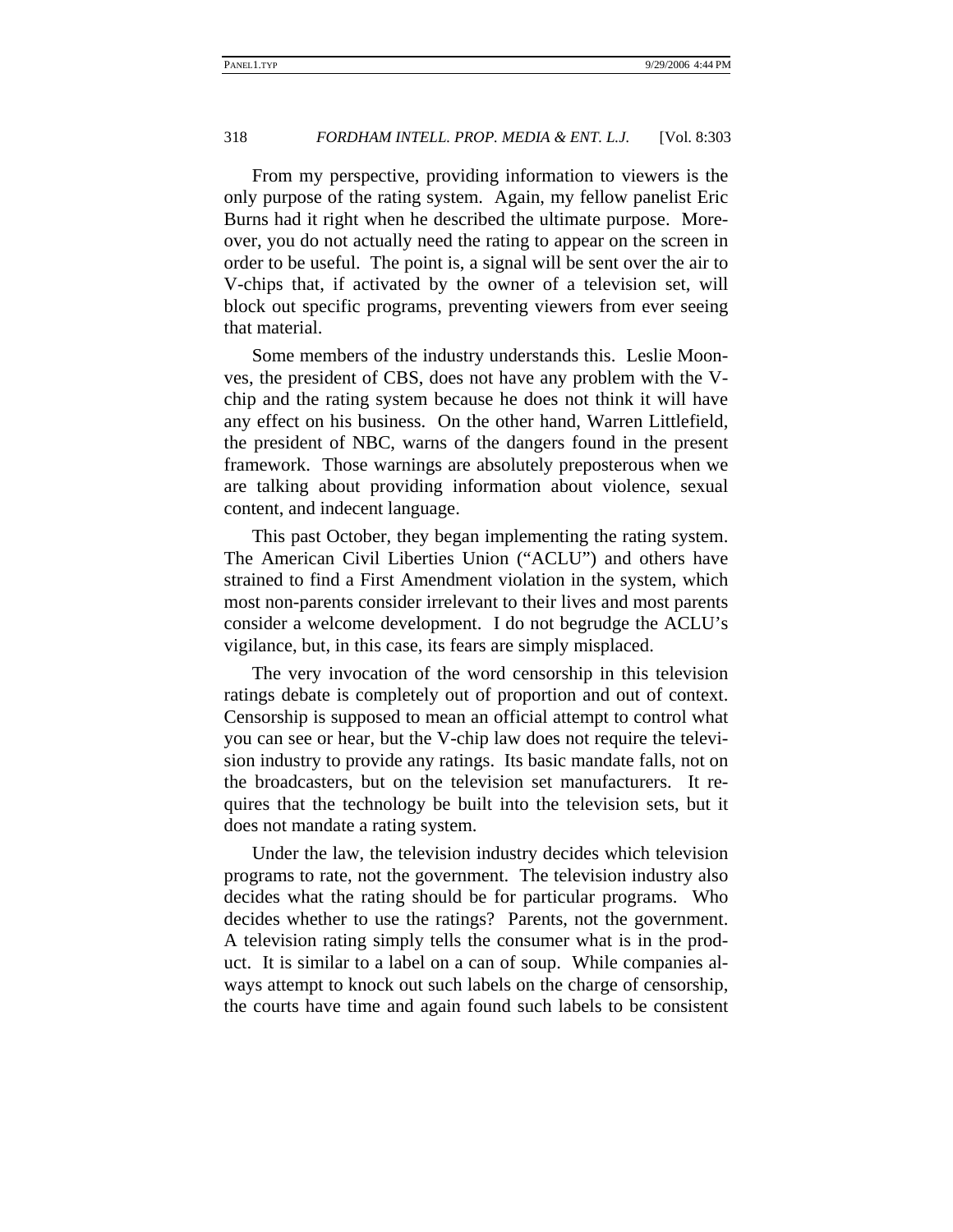From my perspective, providing information to viewers is the only purpose of the rating system. Again, my fellow panelist Eric Burns had it right when he described the ultimate purpose. Moreover, you do not actually need the rating to appear on the screen in order to be useful. The point is, a signal will be sent over the air to V-chips that, if activated by the owner of a television set, will block out specific programs, preventing viewers from ever seeing that material.

Some members of the industry understands this. Leslie Moonves, the president of CBS, does not have any problem with the V-chip and the rating system because he does not think it will have any effect on his business. On the other hand, Warren Littlefield, the president of NBC, warns of the dangers found in the present framework. Those warnings are absolutely preposterous when we are talking about providing information about violence, sexual content, and indecent language.

This past October, they began implementing the rating system. The American Civil Liberties Union ("ACLU") and others have strained to find a First Amendment violation in the system, which most non-parents consider irrelevant to their lives and most parents consider a welcome development. I do not begrudge the ACLU's vigilance, but, in this case, its fears are simply misplaced.

The very invocation of the word censorship in this television ratings debate is completely out of proportion and out of context. Censorship is supposed to mean an official attempt to control what you can see or hear, but the V-chip law does not require the television industry to provide any ratings. Its basic mandate falls, not on the broadcasters, but on the television set manufacturers. It requires that the technology be built into the television sets, but it does not mandate a rating system.

Under the law, the television industry decides which television programs to rate, not the government. The television industry also decides what the rating should be for particular programs. Who decides whether to use the ratings? Parents, not the government. A television rating simply tells the consumer what is in the product. It is similar to a label on a can of soup. While companies always attempt to knock out such labels on the charge of censorship, the courts have time and again found such labels to be consistent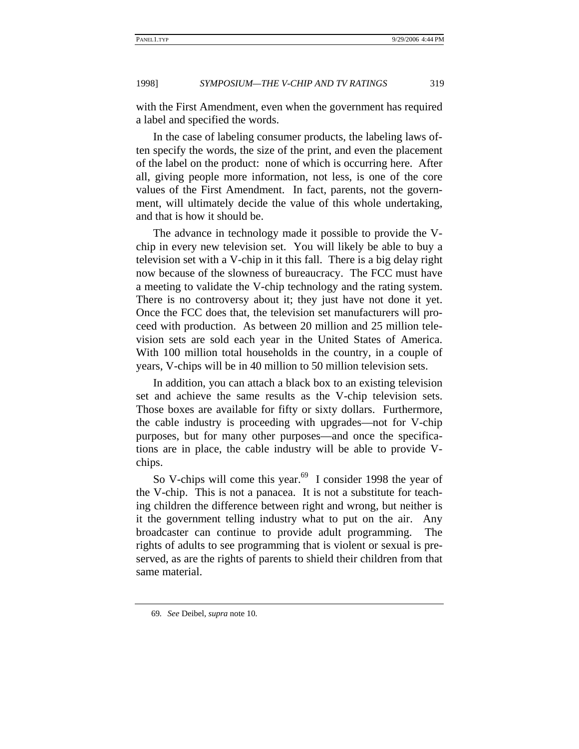with the First Amendment, even when the government has required a label and specified the words.

In the case of labeling consumer products, the labeling laws often specify the words, the size of the print, and even the placement of the label on the product: none of which is occurring here. After all, giving people more information, not less, is one of the core values of the First Amendment. In fact, parents, not the government, will ultimately decide the value of this whole undertaking, and that is how it should be.

The advance in technology made it possible to provide the V-chip in every new television set. You will likely be able to buy a television set with a V-chip in it this fall. There is a big delay right now because of the slowness of bureaucracy. The FCC must have a meeting to validate the V-chip technology and the rating system. There is no controversy about it; they just have not done it yet. Once the FCC does that, the television set manufacturers will proceed with production. As between 20 million and 25 million television sets are sold each year in the United States of America. With 100 million total households in the country, in a couple of years, V-chips will be in 40 million to 50 million television sets.

In addition, you can attach a black box to an existing television set and achieve the same results as the V-chip television sets. Those boxes are available for fifty or sixty dollars. Furthermore, the cable industry is proceeding with upgrades—not for V-chip purposes, but for many other purposes—and once the specifications are in place, the cable industry will be able to provide V-chips.

So V-chips will come this year.[69] I consider 1998 the year of the V-chip. This is not a panacea. It is not a substitute for teaching children the difference between right and wrong, but neither is it the government telling industry what to put on the air. Any broadcaster can continue to provide adult programming. The rights of adults to see programming that is violent or sexual is preserved, as are the rights of parents to shield their children from that same material.

---

69. *See* Deibel, *supra* note 10.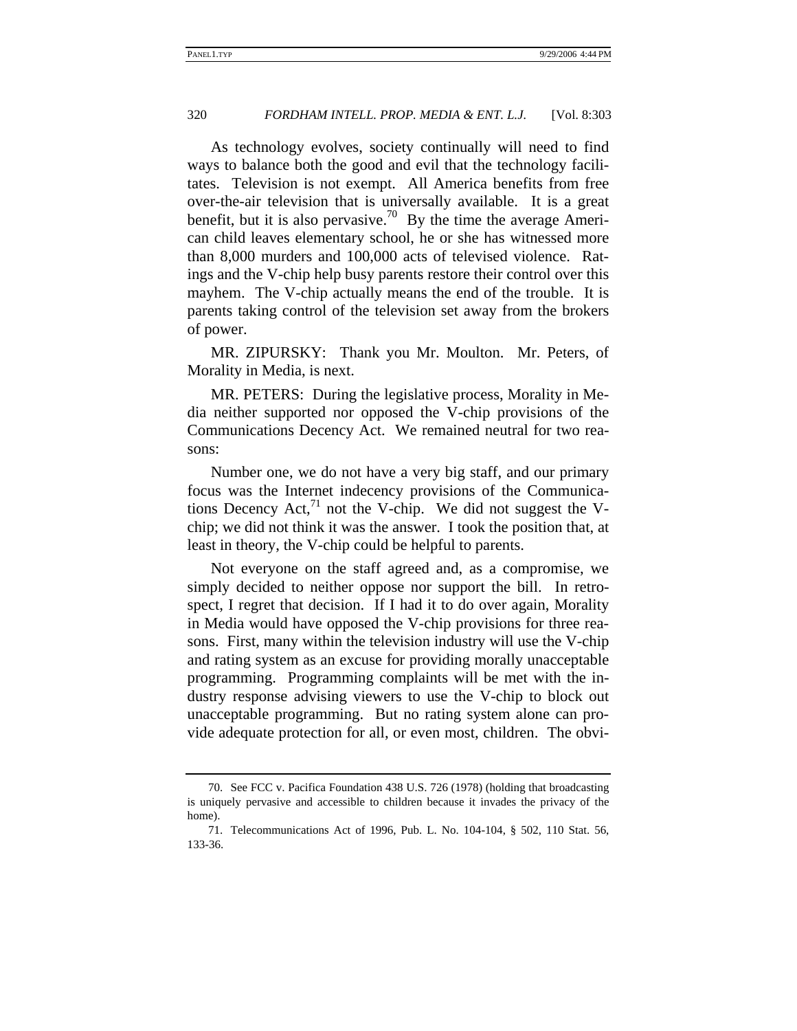As technology evolves, society continually will need to find ways to balance both the good and evil that the technology facilitates. Television is not exempt. All America benefits from free over-the-air television that is universally available. It is a great benefit, but it is also pervasive.[70] By the time the average American child leaves elementary school, he or she has witnessed more than 8,000 murders and 100,000 acts of televised violence. Ratings and the V-chip help busy parents restore their control over this mayhem. The V-chip actually means the end of the trouble. It is parents taking control of the television set away from the brokers of power.

MR. ZIPURSKY: Thank you Mr. Moulton. Mr. Peters, of Morality in Media, is next.

MR. PETERS: During the legislative process, Morality in Media neither supported nor opposed the V-chip provisions of the Communications Decency Act. We remained neutral for two reasons:

Number one, we do not have a very big staff, and our primary focus was the Internet indecency provisions of the Communications Decency Act,[71] not the V-chip. We did not suggest the V-chip; we did not think it was the answer. I took the position that, at least in theory, the V-chip could be helpful to parents.

Not everyone on the staff agreed and, as a compromise, we simply decided to neither oppose nor support the bill. In retrospect, I regret that decision. If I had it to do over again, Morality in Media would have opposed the V-chip provisions for three reasons. First, many within the television industry will use the V-chip and rating system as an excuse for providing morally unacceptable programming. Programming complaints will be met with the industry response advising viewers to use the V-chip to block out unacceptable programming. But no rating system alone can provide adequate protection for all, or even most, children. The obvi-

---

70. See FCC v. Pacifica Foundation 438 U.S. 726 (1978) (holding that broadcasting is uniquely pervasive and accessible to children because it invades the privacy of the home).

71. Telecommunications Act of 1996, Pub. L. No. 104-104, § 502, 110 Stat. 56, 133-36.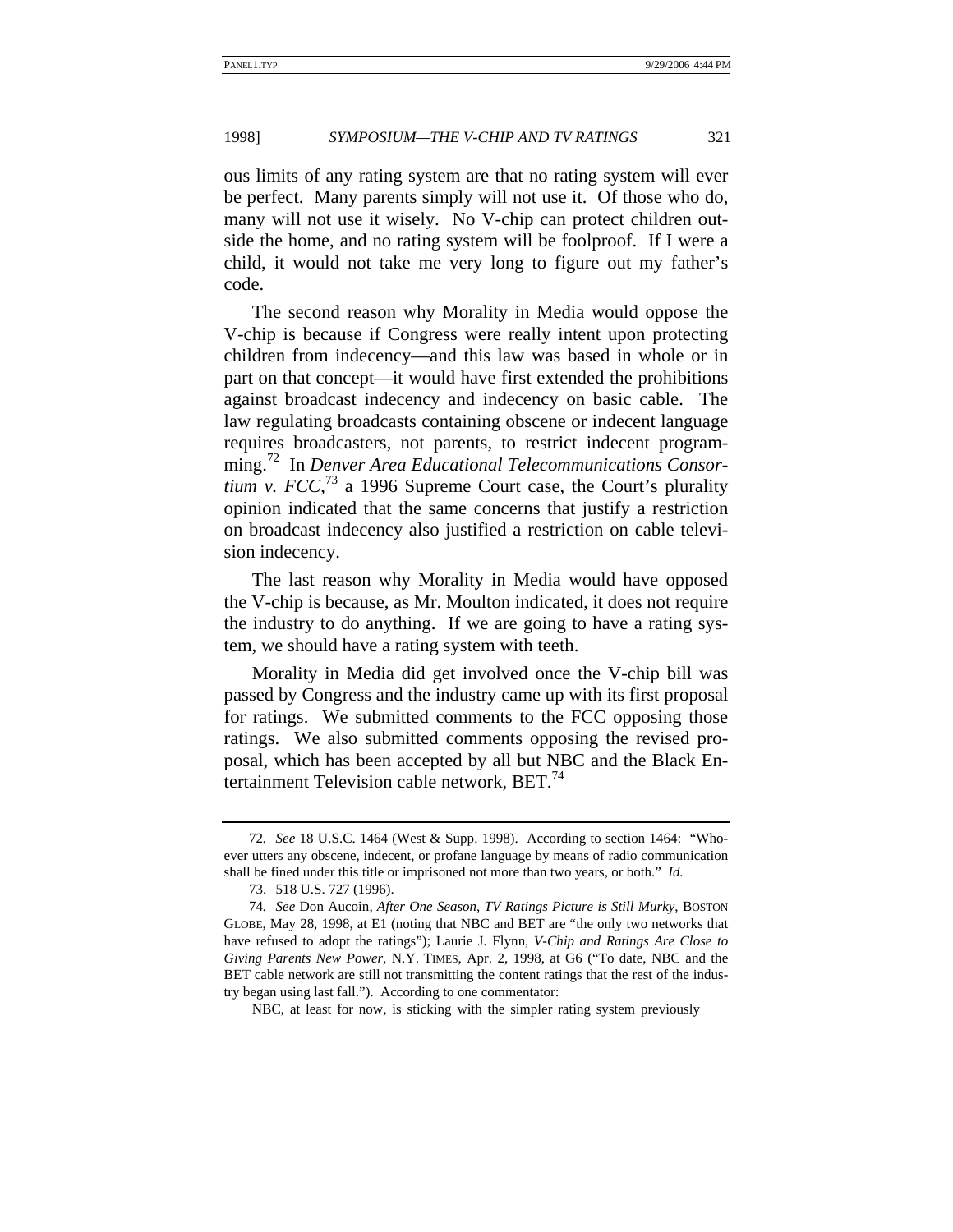ous limits of any rating system are that no rating system will ever be perfect. Many parents simply will not use it. Of those who do, many will not use it wisely. No V-chip can protect children outside the home, and no rating system will be foolproof. If I were a child, it would not take me very long to figure out my father's code.

The second reason why Morality in Media would oppose the V-chip is because if Congress were really intent upon protecting children from indecency—and this law was based in whole or in part on that concept—it would have first extended the prohibitions against broadcast indecency and indecency on basic cable. The law regulating broadcasts containing obscene or indecent language requires broadcasters, not parents, to restrict indecent programming.[72] In *Denver Area Educational Telecommunications Consortium v. FCC*,[73] a 1996 Supreme Court case, the Court's plurality opinion indicated that the same concerns that justify a restriction on broadcast indecency also justified a restriction on cable television indecency.

The last reason why Morality in Media would have opposed the V-chip is because, as Mr. Moulton indicated, it does not require the industry to do anything. If we are going to have a rating system, we should have a rating system with teeth.

Morality in Media did get involved once the V-chip bill was passed by Congress and the industry came up with its first proposal for ratings. We submitted comments to the FCC opposing those ratings. We also submitted comments opposing the revised proposal, which has been accepted by all but NBC and the Black Entertainment Television cable network, BET.[74]

---

72. *See* 18 U.S.C. 1464 (West & Supp. 1998). According to section 1464: "Whoever utters any obscene, indecent, or profane language by means of radio communication shall be fined under this title or imprisoned not more than two years, or both." *Id.*

73. 518 U.S. 727 (1996).

74. *See* Don Aucoin, *After One Season, TV Ratings Picture is Still Murky*, BOSTON GLOBE, May 28, 1998, at E1 (noting that NBC and BET are "the only two networks that have refused to adopt the ratings"); Laurie J. Flynn, *V-Chip and Ratings Are Close to Giving Parents New Power*, N.Y. TIMES, Apr. 2, 1998, at G6 ("To date, NBC and the BET cable network are still not transmitting the content ratings that the rest of the industry began using last fall."). According to one commentator:

NBC, at least for now, is sticking with the simpler rating system previously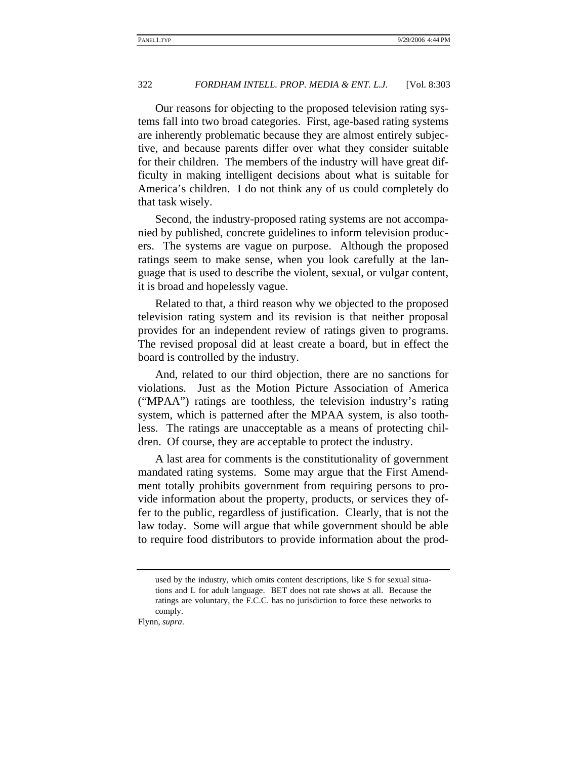Our reasons for objecting to the proposed television rating systems fall into two broad categories. First, age-based rating systems are inherently problematic because they are almost entirely subjective, and because parents differ over what they consider suitable for their children. The members of the industry will have great difficulty in making intelligent decisions about what is suitable for America's children. I do not think any of us could completely do that task wisely.

Second, the industry-proposed rating systems are not accompanied by published, concrete guidelines to inform television producers. The systems are vague on purpose. Although the proposed ratings seem to make sense, when you look carefully at the language that is used to describe the violent, sexual, or vulgar content, it is broad and hopelessly vague.

Related to that, a third reason why we objected to the proposed television rating system and its revision is that neither proposal provides for an independent review of ratings given to programs. The revised proposal did at least create a board, but in effect the board is controlled by the industry.

And, related to our third objection, there are no sanctions for violations. Just as the Motion Picture Association of America ("MPAA") ratings are toothless, the television industry's rating system, which is patterned after the MPAA system, is also toothless. The ratings are unacceptable as a means of protecting children. Of course, they are acceptable to protect the industry.

A last area for comments is the constitutionality of government mandated rating systems. Some may argue that the First Amendment totally prohibits government from requiring persons to provide information about the property, products, or services they offer to the public, regardless of justification. Clearly, that is not the law today. Some will argue that while government should be able to require food distributors to provide information about the prod-

---

> used by the industry, which omits content descriptions, like S for sexual situations and L for adult language. BET does not rate shows at all. Because the ratings are voluntary, the F.C.C. has no jurisdiction to force these networks to comply.

Flynn, *supra*.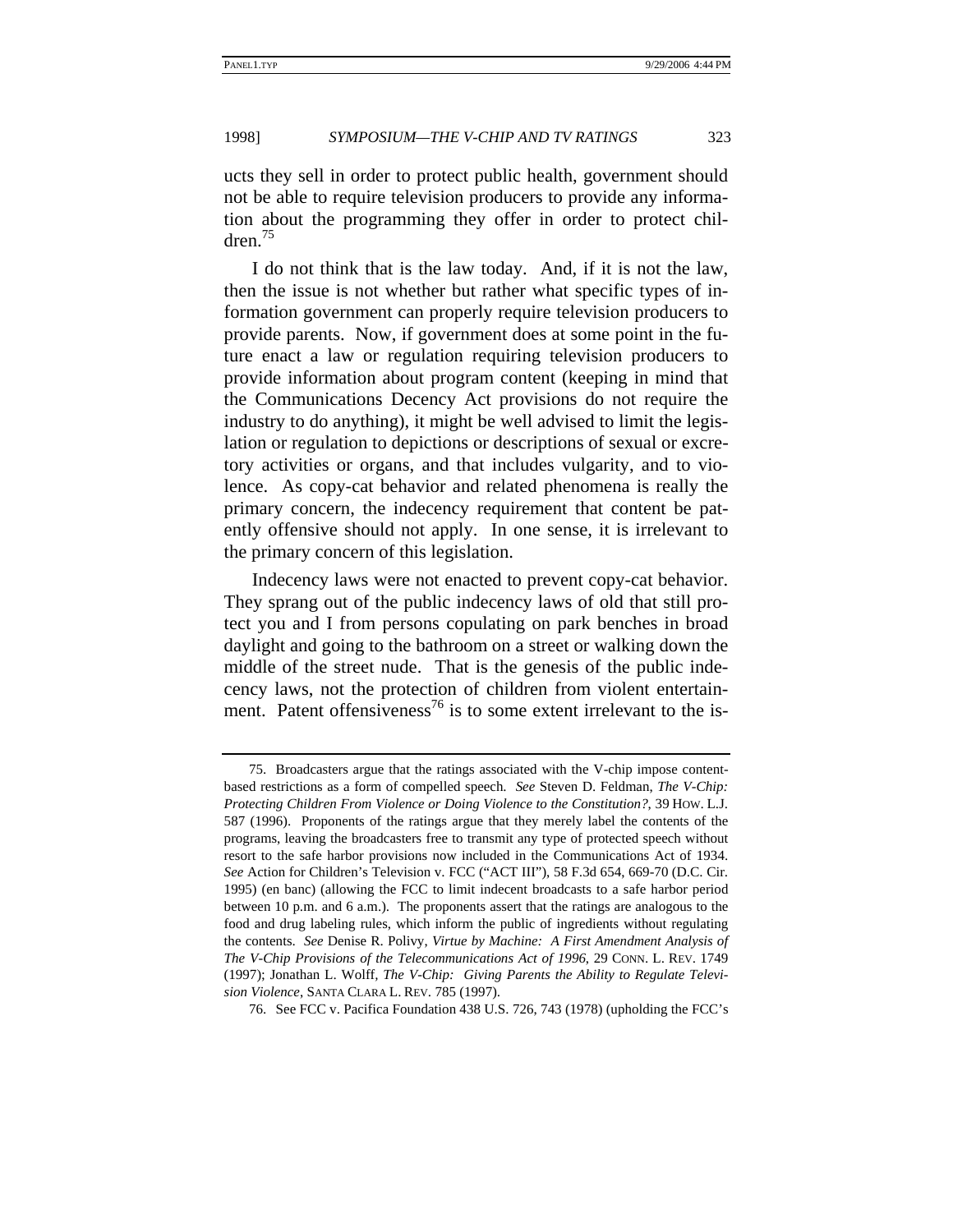ucts they sell in order to protect public health, government should not be able to require television producers to provide any information about the programming they offer in order to protect children.[75]

I do not think that is the law today. And, if it is not the law, then the issue is not whether but rather what specific types of information government can properly require television producers to provide parents. Now, if government does at some point in the future enact a law or regulation requiring television producers to provide information about program content (keeping in mind that the Communications Decency Act provisions do not require the industry to do anything), it might be well advised to limit the legislation or regulation to depictions or descriptions of sexual or excretory activities or organs, and that includes vulgarity, and to violence. As copy-cat behavior and related phenomena is really the primary concern, the indecency requirement that content be patently offensive should not apply. In one sense, it is irrelevant to the primary concern of this legislation.

Indecency laws were not enacted to prevent copy-cat behavior. They sprang out of the public indecency laws of old that still protect you and I from persons copulating on park benches in broad daylight and going to the bathroom on a street or walking down the middle of the street nude. That is the genesis of the public indecency laws, not the protection of children from violent entertainment. Patent offensiveness[76] is to some extent irrelevant to the is-

---

75. Broadcasters argue that the ratings associated with the V-chip impose content-based restrictions as a form of compelled speech. *See* Steven D. Feldman, *The V-Chip: Protecting Children From Violence or Doing Violence to the Constitution?*, 39 HOW. L.J. 587 (1996). Proponents of the ratings argue that they merely label the contents of the programs, leaving the broadcasters free to transmit any type of protected speech without resort to the safe harbor provisions now included in the Communications Act of 1934. *See* Action for Children's Television v. FCC ("ACT III"), 58 F.3d 654, 669-70 (D.C. Cir. 1995) (en banc) (allowing the FCC to limit indecent broadcasts to a safe harbor period between 10 p.m. and 6 a.m.). The proponents assert that the ratings are analogous to the food and drug labeling rules, which inform the public of ingredients without regulating the contents. *See* Denise R. Polivy, *Virtue by Machine: A First Amendment Analysis of The V-Chip Provisions of the Telecommunications Act of 1996*, 29 CONN. L. REV. 1749 (1997); Jonathan L. Wolff, *The V-Chip: Giving Parents the Ability to Regulate Television Violence*, SANTA CLARA L. REV. 785 (1997).

76. See FCC v. Pacifica Foundation 438 U.S. 726, 743 (1978) (upholding the FCC's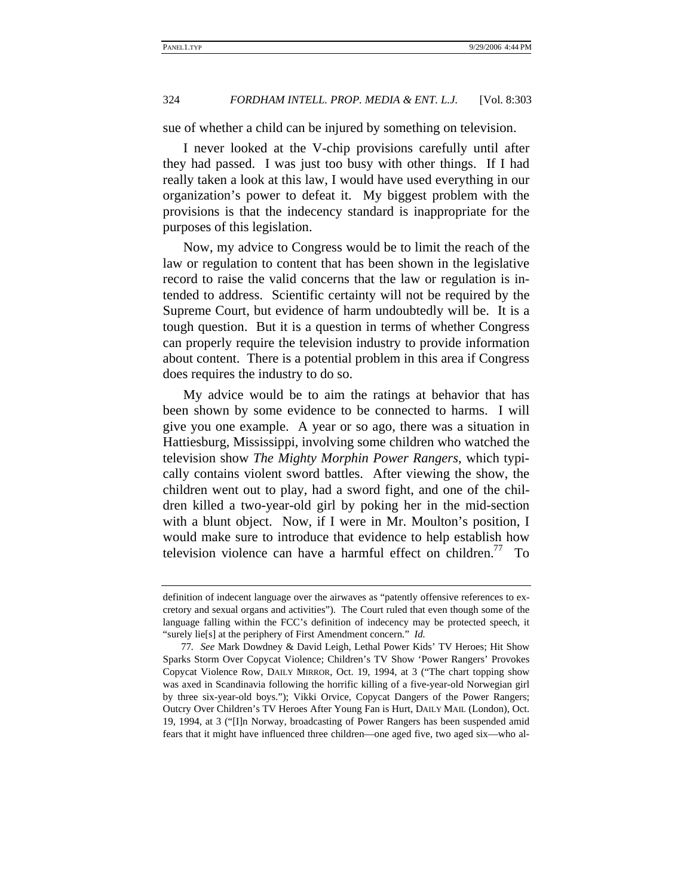sue of whether a child can be injured by something on television.

I never looked at the V-chip provisions carefully until after they had passed. I was just too busy with other things. If I had really taken a look at this law, I would have used everything in our organization's power to defeat it. My biggest problem with the provisions is that the indecency standard is inappropriate for the purposes of this legislation.

Now, my advice to Congress would be to limit the reach of the law or regulation to content that has been shown in the legislative record to raise the valid concerns that the law or regulation is intended to address. Scientific certainty will not be required by the Supreme Court, but evidence of harm undoubtedly will be. It is a tough question. But it is a question in terms of whether Congress can properly require the television industry to provide information about content. There is a potential problem in this area if Congress does requires the industry to do so.

My advice would be to aim the ratings at behavior that has been shown by some evidence to be connected to harms. I will give you one example. A year or so ago, there was a situation in Hattiesburg, Mississippi, involving some children who watched the television show *The Mighty Morphin Power Rangers*, which typically contains violent sword battles. After viewing the show, the children went out to play, had a sword fight, and one of the children killed a two-year-old girl by poking her in the mid-section with a blunt object. Now, if I were in Mr. Moulton's position, I would make sure to introduce that evidence to help establish how television violence can have a harmful effect on children.[77] To

---

definition of indecent language over the airwaves as "patently offensive references to excretory and sexual organs and activities"). The Court ruled that even though some of the language falling within the FCC's definition of indecency may be protected speech, it "surely lie[s] at the periphery of First Amendment concern." *Id.*

77. *See* Mark Dowdney & David Leigh, Lethal Power Kids' TV Heroes; Hit Show Sparks Storm Over Copycat Violence; Children's TV Show 'Power Rangers' Provokes Copycat Violence Row, DAILY MIRROR, Oct. 19, 1994, at 3 ("The chart topping show was axed in Scandinavia following the horrific killing of a five-year-old Norwegian girl by three six-year-old boys."); Vikki Orvice, Copycat Dangers of the Power Rangers; Outcry Over Children's TV Heroes After Young Fan is Hurt, DAILY MAIL (London), Oct. 19, 1994, at 3 ("[I]n Norway, broadcasting of Power Rangers has been suspended amid fears that it might have influenced three children—one aged five, two aged six—who al-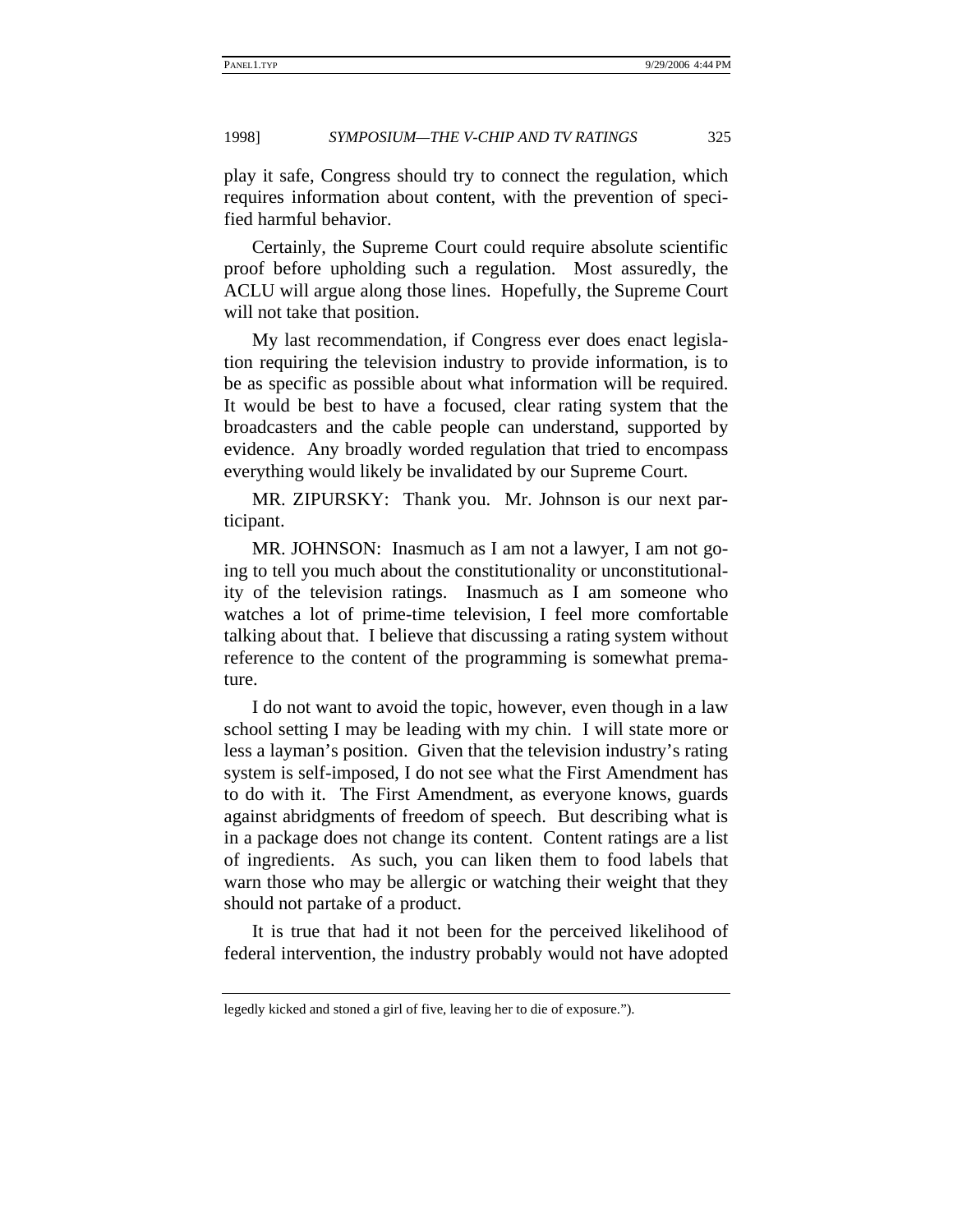play it safe, Congress should try to connect the regulation, which requires information about content, with the prevention of specified harmful behavior.

Certainly, the Supreme Court could require absolute scientific proof before upholding such a regulation. Most assuredly, the ACLU will argue along those lines. Hopefully, the Supreme Court will not take that position.

My last recommendation, if Congress ever does enact legislation requiring the television industry to provide information, is to be as specific as possible about what information will be required. It would be best to have a focused, clear rating system that the broadcasters and the cable people can understand, supported by evidence. Any broadly worded regulation that tried to encompass everything would likely be invalidated by our Supreme Court.

MR. ZIPURSKY: Thank you. Mr. Johnson is our next participant.

MR. JOHNSON: Inasmuch as I am not a lawyer, I am not going to tell you much about the constitutionality or unconstitutionality of the television ratings. Inasmuch as I am someone who watches a lot of prime-time television, I feel more comfortable talking about that. I believe that discussing a rating system without reference to the content of the programming is somewhat premature.

I do not want to avoid the topic, however, even though in a law school setting I may be leading with my chin. I will state more or less a layman's position. Given that the television industry's rating system is self-imposed, I do not see what the First Amendment has to do with it. The First Amendment, as everyone knows, guards against abridgments of freedom of speech. But describing what is in a package does not change its content. Content ratings are a list of ingredients. As such, you can liken them to food labels that warn those who may be allergic or watching their weight that they should not partake of a product.

It is true that had it not been for the perceived likelihood of federal intervention, the industry probably would not have adopted

legedly kicked and stoned a girl of five, leaving her to die of exposure.").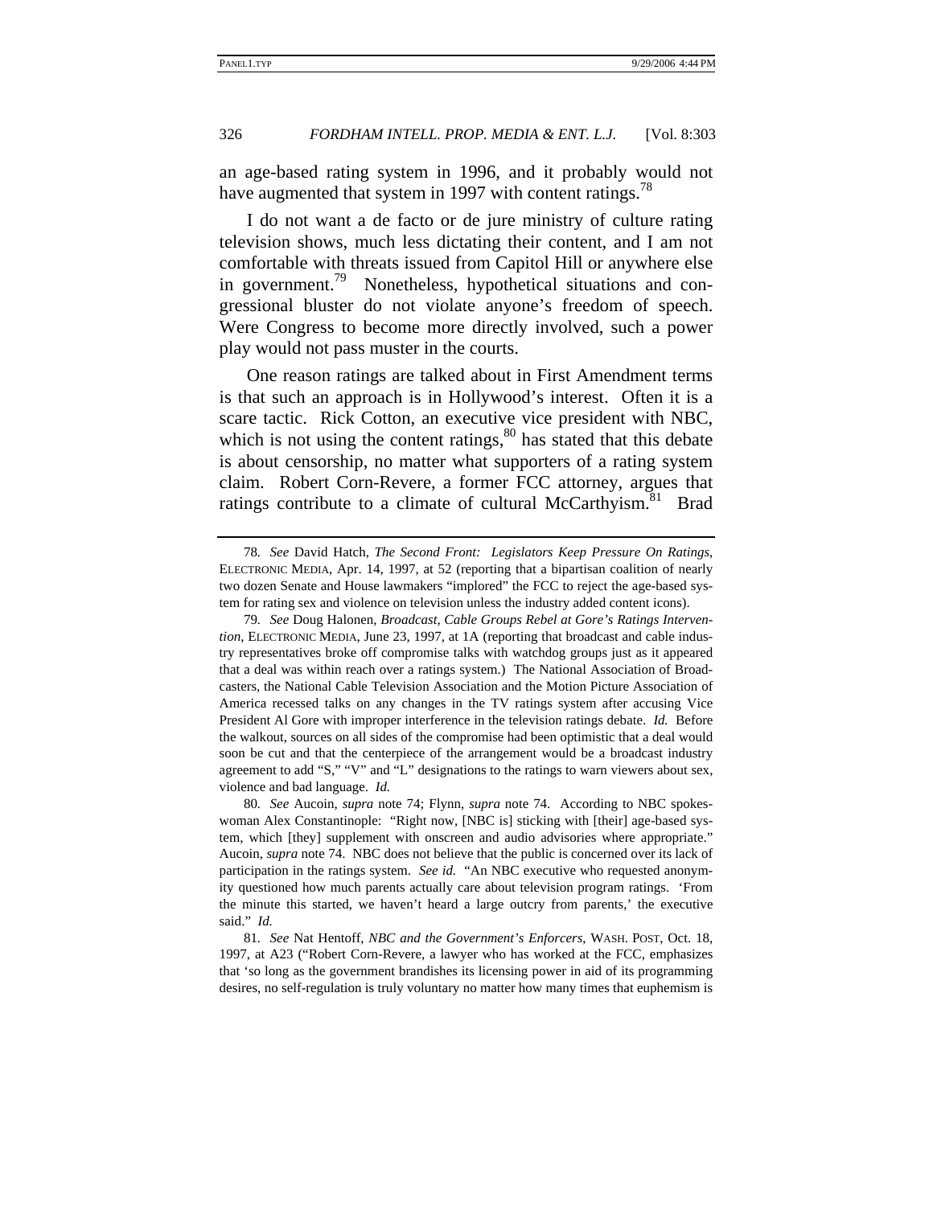an age-based rating system in 1996, and it probably would not have augmented that system in 1997 with content ratings.[78]

I do not want a de facto or de jure ministry of culture rating television shows, much less dictating their content, and I am not comfortable with threats issued from Capitol Hill or anywhere else in government.[79] Nonetheless, hypothetical situations and congressional bluster do not violate anyone's freedom of speech. Were Congress to become more directly involved, such a power play would not pass muster in the courts.

One reason ratings are talked about in First Amendment terms is that such an approach is in Hollywood's interest. Often it is a scare tactic. Rick Cotton, an executive vice president with NBC, which is not using the content ratings,[80] has stated that this debate is about censorship, no matter what supporters of a rating system claim. Robert Corn-Revere, a former FCC attorney, argues that ratings contribute to a climate of cultural McCarthyism.[81] Brad

---

78. *See* David Hatch, *The Second Front: Legislators Keep Pressure On Ratings*, ELECTRONIC MEDIA, Apr. 14, 1997, at 52 (reporting that a bipartisan coalition of nearly two dozen Senate and House lawmakers "implored" the FCC to reject the age-based system for rating sex and violence on television unless the industry added content icons).

79. *See* Doug Halonen, *Broadcast, Cable Groups Rebel at Gore's Ratings Intervention*, ELECTRONIC MEDIA, June 23, 1997, at 1A (reporting that broadcast and cable industry representatives broke off compromise talks with watchdog groups just as it appeared that a deal was within reach over a ratings system.) The National Association of Broadcasters, the National Cable Television Association and the Motion Picture Association of America recessed talks on any changes in the TV ratings system after accusing Vice President Al Gore with improper interference in the television ratings debate. *Id.* Before the walkout, sources on all sides of the compromise had been optimistic that a deal would soon be cut and that the centerpiece of the arrangement would be a broadcast industry agreement to add "S," "V" and "L" designations to the ratings to warn viewers about sex, violence and bad language. *Id.*

80. *See* Aucoin, *supra* note 74; Flynn, *supra* note 74. According to NBC spokeswoman Alex Constantinople: "Right now, [NBC is] sticking with [their] age-based system, which [they] supplement with onscreen and audio advisories where appropriate." Aucoin, *supra* note 74. NBC does not believe that the public is concerned over its lack of participation in the ratings system. *See id.* "An NBC executive who requested anonymity questioned how much parents actually care about television program ratings. 'From the minute this started, we haven't heard a large outcry from parents,' the executive said." *Id.*

81. *See* Nat Hentoff, *NBC and the Government's Enforcers*, WASH. POST, Oct. 18, 1997, at A23 ("Robert Corn-Revere, a lawyer who has worked at the FCC, emphasizes that 'so long as the government brandishes its licensing power in aid of its programming desires, no self-regulation is truly voluntary no matter how many times that euphemism is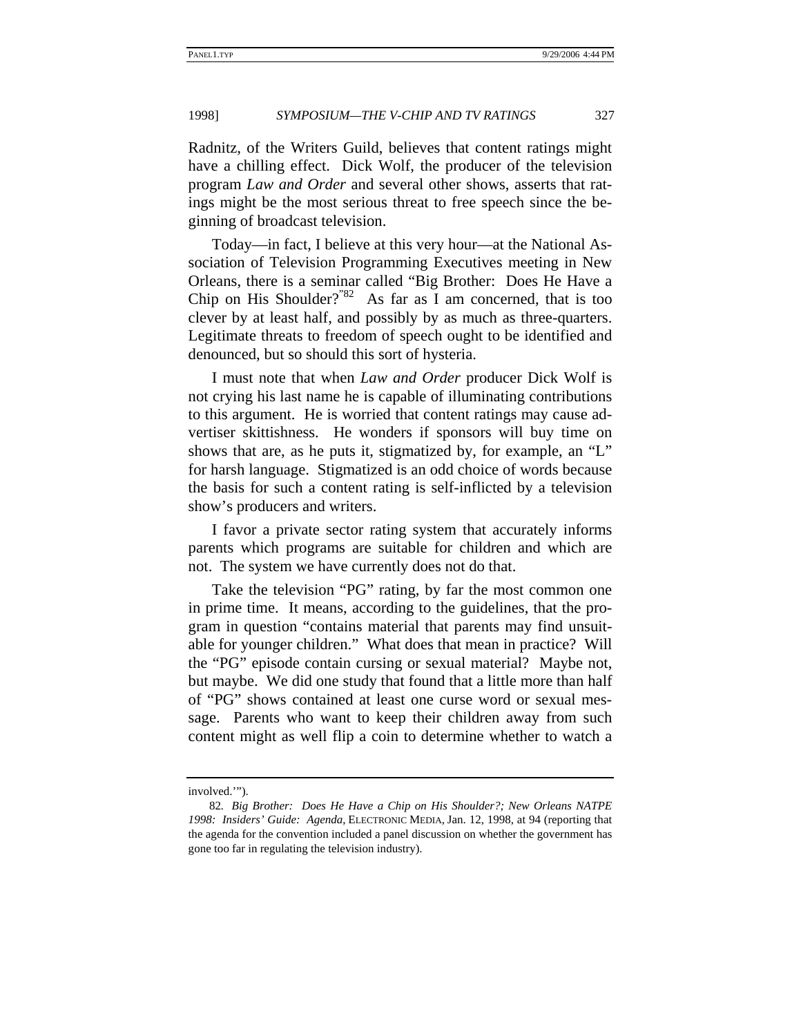Radnitz, of the Writers Guild, believes that content ratings might have a chilling effect. Dick Wolf, the producer of the television program *Law and Order* and several other shows, asserts that ratings might be the most serious threat to free speech since the beginning of broadcast television.

Today—in fact, I believe at this very hour—at the National Association of Television Programming Executives meeting in New Orleans, there is a seminar called "Big Brother: Does He Have a Chip on His Shoulder?"[82] As far as I am concerned, that is too clever by at least half, and possibly by as much as three-quarters. Legitimate threats to freedom of speech ought to be identified and denounced, but so should this sort of hysteria.

I must note that when *Law and Order* producer Dick Wolf is not crying his last name he is capable of illuminating contributions to this argument. He is worried that content ratings may cause advertiser skittishness. He wonders if sponsors will buy time on shows that are, as he puts it, stigmatized by, for example, an "L" for harsh language. Stigmatized is an odd choice of words because the basis for such a content rating is self-inflicted by a television show's producers and writers.

I favor a private sector rating system that accurately informs parents which programs are suitable for children and which are not. The system we have currently does not do that.

Take the television "PG" rating, by far the most common one in prime time. It means, according to the guidelines, that the program in question "contains material that parents may find unsuitable for younger children." What does that mean in practice? Will the "PG" episode contain cursing or sexual material? Maybe not, but maybe. We did one study that found that a little more than half of "PG" shows contained at least one curse word or sexual message. Parents who want to keep their children away from such content might as well flip a coin to determine whether to watch a

---

involved.'").

82. *Big Brother: Does He Have a Chip on His Shoulder?; New Orleans NATPE 1998: Insiders' Guide: Agenda*, ELECTRONIC MEDIA, Jan. 12, 1998, at 94 (reporting that the agenda for the convention included a panel discussion on whether the government has gone too far in regulating the television industry).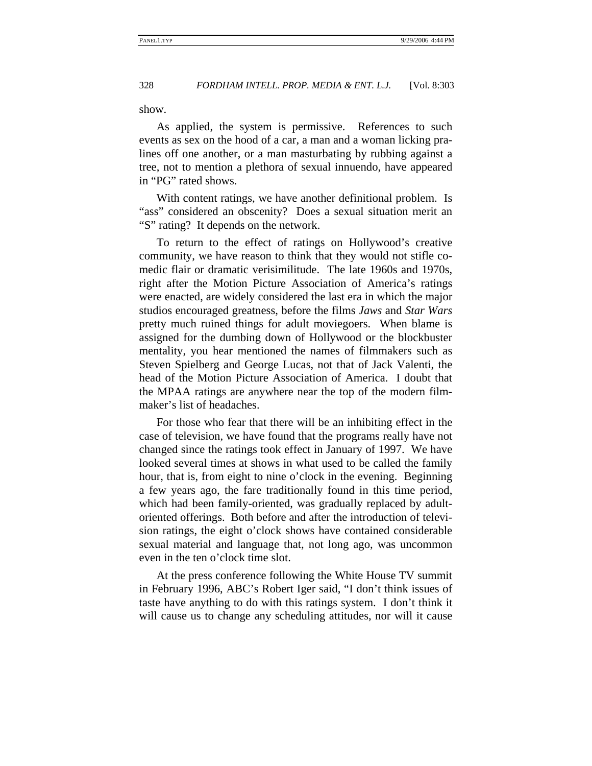show.

As applied, the system is permissive. References to such events as sex on the hood of a car, a man and a woman licking pralines off one another, or a man masturbating by rubbing against a tree, not to mention a plethora of sexual innuendo, have appeared in "PG" rated shows.

With content ratings, we have another definitional problem. Is "ass" considered an obscenity? Does a sexual situation merit an "S" rating? It depends on the network.

To return to the effect of ratings on Hollywood's creative community, we have reason to think that they would not stifle comedic flair or dramatic verisimilitude. The late 1960s and 1970s, right after the Motion Picture Association of America's ratings were enacted, are widely considered the last era in which the major studios encouraged greatness, before the films *Jaws* and *Star Wars* pretty much ruined things for adult moviegoers. When blame is assigned for the dumbing down of Hollywood or the blockbuster mentality, you hear mentioned the names of filmmakers such as Steven Spielberg and George Lucas, not that of Jack Valenti, the head of the Motion Picture Association of America. I doubt that the MPAA ratings are anywhere near the top of the modern filmmaker's list of headaches.

For those who fear that there will be an inhibiting effect in the case of television, we have found that the programs really have not changed since the ratings took effect in January of 1997. We have looked several times at shows in what used to be called the family hour, that is, from eight to nine o'clock in the evening. Beginning a few years ago, the fare traditionally found in this time period, which had been family-oriented, was gradually replaced by adult-oriented offerings. Both before and after the introduction of television ratings, the eight o'clock shows have contained considerable sexual material and language that, not long ago, was uncommon even in the ten o'clock time slot.

At the press conference following the White House TV summit in February 1996, ABC's Robert Iger said, "I don't think issues of taste have anything to do with this ratings system. I don't think it will cause us to change any scheduling attitudes, nor will it cause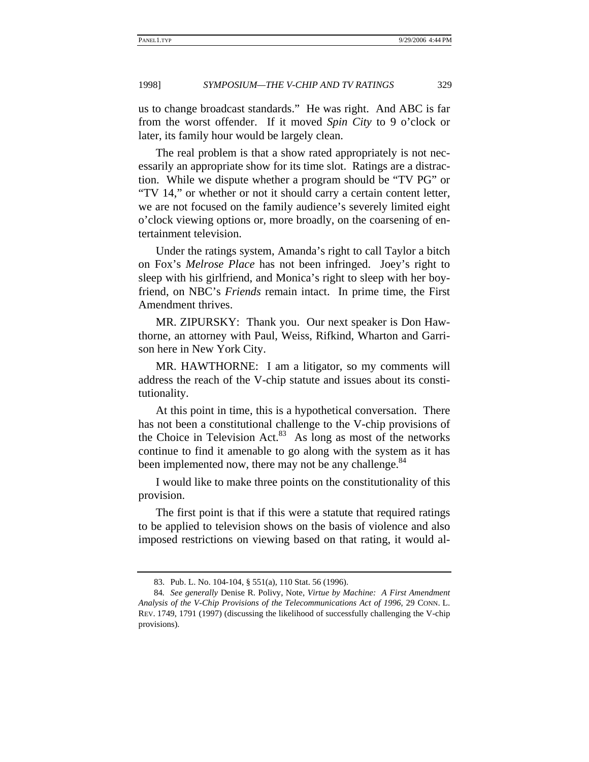us to change broadcast standards." He was right. And ABC is far from the worst offender. If it moved *Spin City* to 9 o'clock or later, its family hour would be largely clean.

The real problem is that a show rated appropriately is not necessarily an appropriate show for its time slot. Ratings are a distraction. While we dispute whether a program should be "TV PG" or "TV 14," or whether or not it should carry a certain content letter, we are not focused on the family audience's severely limited eight o'clock viewing options or, more broadly, on the coarsening of entertainment television.

Under the ratings system, Amanda's right to call Taylor a bitch on Fox's *Melrose Place* has not been infringed. Joey's right to sleep with his girlfriend, and Monica's right to sleep with her boyfriend, on NBC's *Friends* remain intact. In prime time, the First Amendment thrives.

MR. ZIPURSKY: Thank you. Our next speaker is Don Hawthorne, an attorney with Paul, Weiss, Rifkind, Wharton and Garrison here in New York City.

MR. HAWTHORNE: I am a litigator, so my comments will address the reach of the V-chip statute and issues about its constitutionality.

At this point in time, this is a hypothetical conversation. There has not been a constitutional challenge to the V-chip provisions of the Choice in Television Act.[83] As long as most of the networks continue to find it amenable to go along with the system as it has been implemented now, there may not be any challenge.[84]

I would like to make three points on the constitutionality of this provision.

The first point is that if this were a statute that required ratings to be applied to television shows on the basis of violence and also imposed restrictions on viewing based on that rating, it would al-

---

83. Pub. L. No. 104-104, § 551(a), 110 Stat. 56 (1996).

84. *See generally* Denise R. Polivy, Note, *Virtue by Machine: A First Amendment Analysis of the V-Chip Provisions of the Telecommunications Act of 1996*, 29 CONN. L. REV. 1749, 1791 (1997) (discussing the likelihood of successfully challenging the V-chip provisions).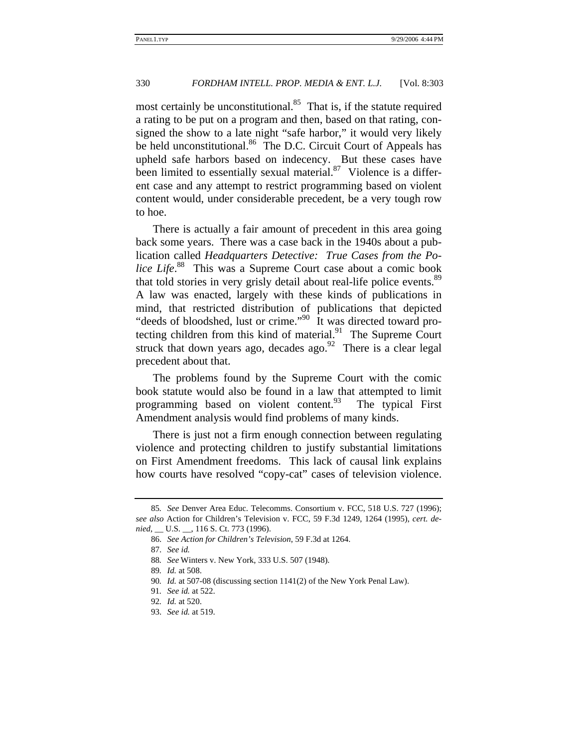most certainly be unconstitutional.[85] That is, if the statute required a rating to be put on a program and then, based on that rating, consigned the show to a late night "safe harbor," it would very likely be held unconstitutional.[86] The D.C. Circuit Court of Appeals has upheld safe harbors based on indecency. But these cases have been limited to essentially sexual material.[87] Violence is a different case and any attempt to restrict programming based on violent content would, under considerable precedent, be a very tough row to hoe.

There is actually a fair amount of precedent in this area going back some years. There was a case back in the 1940s about a publication called *Headquarters Detective: True Cases from the Police Life*.[88] This was a Supreme Court case about a comic book that told stories in very grisly detail about real-life police events.[89] A law was enacted, largely with these kinds of publications in mind, that restricted distribution of publications that depicted "deeds of bloodshed, lust or crime."[90] It was directed toward protecting children from this kind of material.[91] The Supreme Court struck that down years ago, decades ago.[92] There is a clear legal precedent about that.

The problems found by the Supreme Court with the comic book statute would also be found in a law that attempted to limit programming based on violent content.[93] The typical First Amendment analysis would find problems of many kinds.

There is just not a firm enough connection between regulating violence and protecting children to justify substantial limitations on First Amendment freedoms. This lack of causal link explains how courts have resolved "copy-cat" cases of television violence.

---

85. *See* Denver Area Educ. Telecomms. Consortium v. FCC, 518 U.S. 727 (1996); *see also* Action for Children's Television v. FCC, 59 F.3d 1249, 1264 (1995), *cert. denied*, __ U.S. __, 116 S. Ct. 773 (1996).

86. *See Action for Children's Television*, 59 F.3d at 1264.

87. *See id.*

88. *See* Winters v. New York, 333 U.S. 507 (1948).

89. *Id.* at 508.

90. *Id.* at 507-08 (discussing section 1141(2) of the New York Penal Law).

91. *See id.* at 522.

92. *Id.* at 520.

93. *See id.* at 519.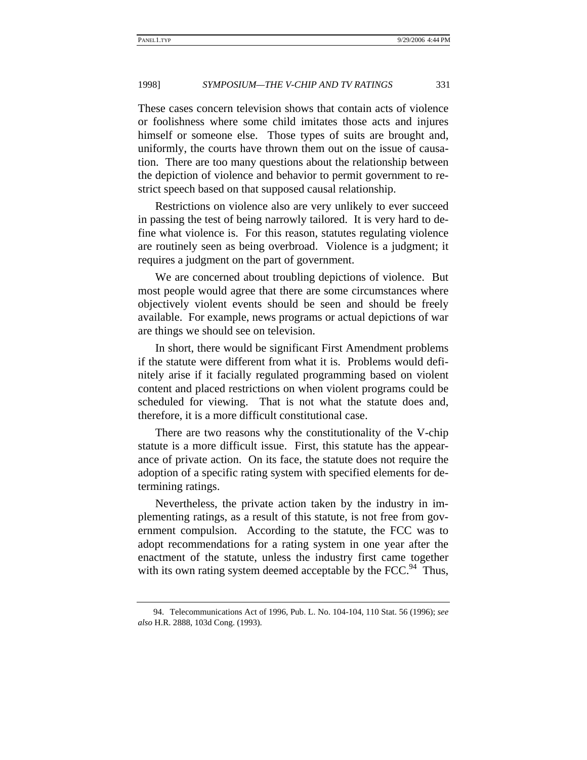These cases concern television shows that contain acts of violence or foolishness where some child imitates those acts and injures himself or someone else. Those types of suits are brought and, uniformly, the courts have thrown them out on the issue of causation. There are too many questions about the relationship between the depiction of violence and behavior to permit government to restrict speech based on that supposed causal relationship.

Restrictions on violence also are very unlikely to ever succeed in passing the test of being narrowly tailored. It is very hard to define what violence is. For this reason, statutes regulating violence are routinely seen as being overbroad. Violence is a judgment; it requires a judgment on the part of government.

We are concerned about troubling depictions of violence. But most people would agree that there are some circumstances where objectively violent events should be seen and should be freely available. For example, news programs or actual depictions of war are things we should see on television.

In short, there would be significant First Amendment problems if the statute were different from what it is. Problems would definitely arise if it facially regulated programming based on violent content and placed restrictions on when violent programs could be scheduled for viewing. That is not what the statute does and, therefore, it is a more difficult constitutional case.

There are two reasons why the constitutionality of the V-chip statute is a more difficult issue. First, this statute has the appearance of private action. On its face, the statute does not require the adoption of a specific rating system with specified elements for determining ratings.

Nevertheless, the private action taken by the industry in implementing ratings, as a result of this statute, is not free from government compulsion. According to the statute, the FCC was to adopt recommendations for a rating system in one year after the enactment of the statute, unless the industry first came together with its own rating system deemed acceptable by the FCC.[94] Thus,

94. Telecommunications Act of 1996, Pub. L. No. 104-104, 110 Stat. 56 (1996); *see also* H.R. 2888, 103d Cong. (1993).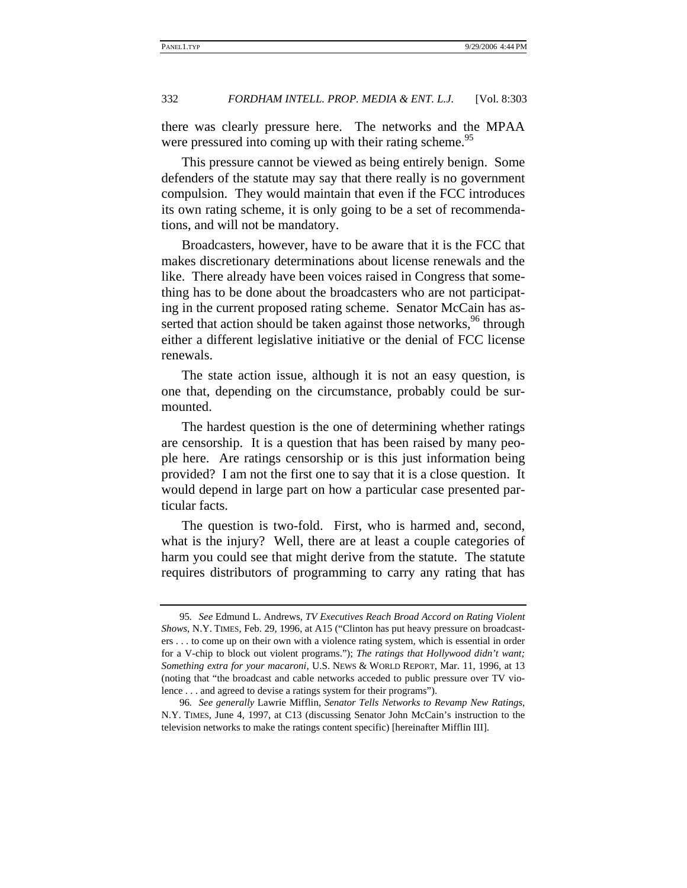there was clearly pressure here. The networks and the MPAA were pressured into coming up with their rating scheme.[95]

This pressure cannot be viewed as being entirely benign. Some defenders of the statute may say that there really is no government compulsion. They would maintain that even if the FCC introduces its own rating scheme, it is only going to be a set of recommendations, and will not be mandatory.

Broadcasters, however, have to be aware that it is the FCC that makes discretionary determinations about license renewals and the like. There already have been voices raised in Congress that something has to be done about the broadcasters who are not participating in the current proposed rating scheme. Senator McCain has asserted that action should be taken against those networks,[96] through either a different legislative initiative or the denial of FCC license renewals.

The state action issue, although it is not an easy question, is one that, depending on the circumstance, probably could be surmounted.

The hardest question is the one of determining whether ratings are censorship. It is a question that has been raised by many people here. Are ratings censorship or is this just information being provided? I am not the first one to say that it is a close question. It would depend in large part on how a particular case presented particular facts.

The question is two-fold. First, who is harmed and, second, what is the injury? Well, there are at least a couple categories of harm you could see that might derive from the statute. The statute requires distributors of programming to carry any rating that has

---

95. *See* Edmund L. Andrews, *TV Executives Reach Broad Accord on Rating Violent Shows*, N.Y. TIMES, Feb. 29, 1996, at A15 ("Clinton has put heavy pressure on broadcasters . . . to come up on their own with a violence rating system, which is essential in order for a V-chip to block out violent programs."); *The ratings that Hollywood didn't want; Something extra for your macaroni*, U.S. NEWS & WORLD REPORT, Mar. 11, 1996, at 13 (noting that "the broadcast and cable networks acceded to public pressure over TV violence . . . and agreed to devise a ratings system for their programs").

96. *See generally* Lawrie Mifflin, *Senator Tells Networks to Revamp New Ratings*, N.Y. TIMES, June 4, 1997, at C13 (discussing Senator John McCain's instruction to the television networks to make the ratings content specific) [hereinafter Mifflin III].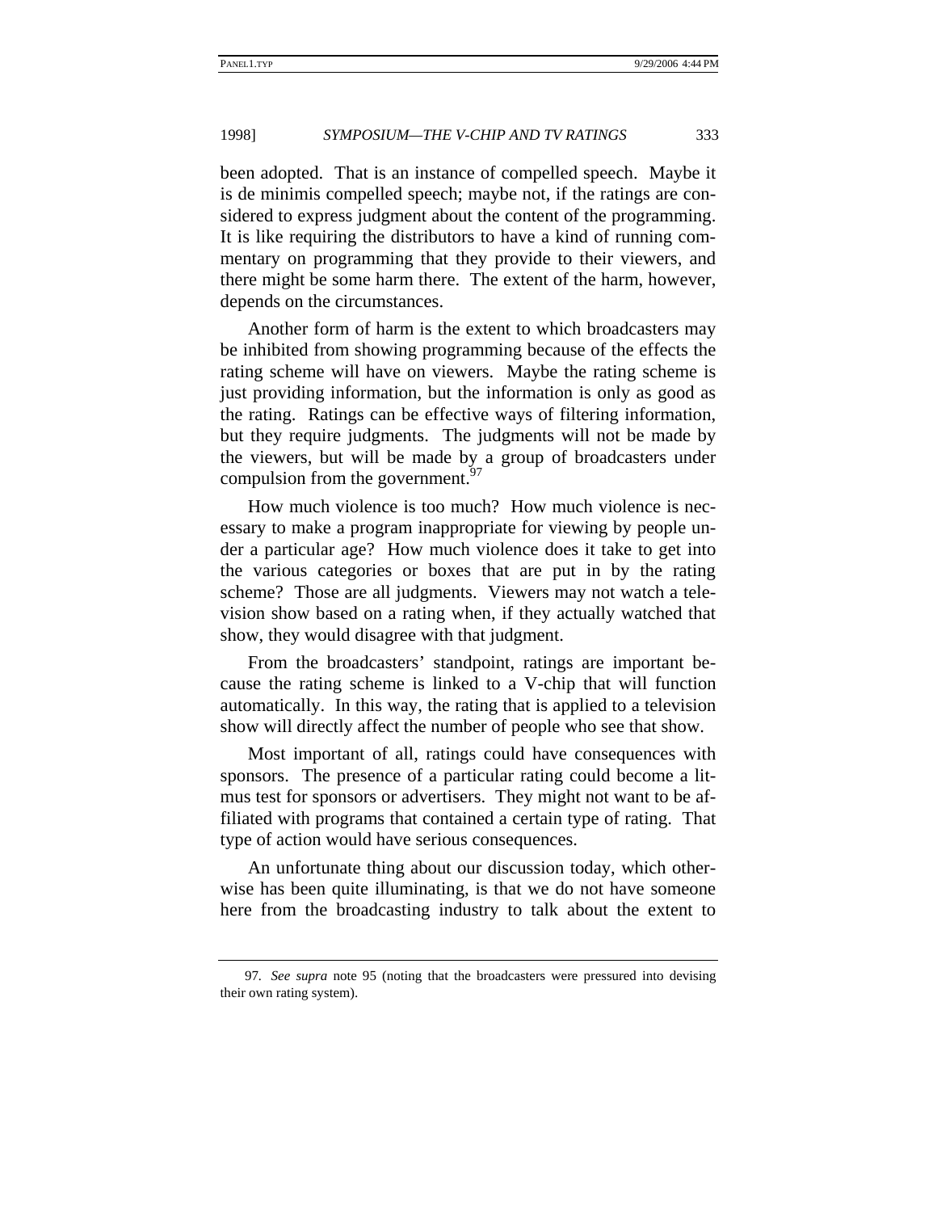been adopted. That is an instance of compelled speech. Maybe it is de minimis compelled speech; maybe not, if the ratings are considered to express judgment about the content of the programming. It is like requiring the distributors to have a kind of running commentary on programming that they provide to their viewers, and there might be some harm there. The extent of the harm, however, depends on the circumstances.

Another form of harm is the extent to which broadcasters may be inhibited from showing programming because of the effects the rating scheme will have on viewers. Maybe the rating scheme is just providing information, but the information is only as good as the rating. Ratings can be effective ways of filtering information, but they require judgments. The judgments will not be made by the viewers, but will be made by a group of broadcasters under compulsion from the government.[97]

How much violence is too much? How much violence is necessary to make a program inappropriate for viewing by people under a particular age? How much violence does it take to get into the various categories or boxes that are put in by the rating scheme? Those are all judgments. Viewers may not watch a television show based on a rating when, if they actually watched that show, they would disagree with that judgment.

From the broadcasters' standpoint, ratings are important because the rating scheme is linked to a V-chip that will function automatically. In this way, the rating that is applied to a television show will directly affect the number of people who see that show.

Most important of all, ratings could have consequences with sponsors. The presence of a particular rating could become a litmus test for sponsors or advertisers. They might not want to be affiliated with programs that contained a certain type of rating. That type of action would have serious consequences.

An unfortunate thing about our discussion today, which otherwise has been quite illuminating, is that we do not have someone here from the broadcasting industry to talk about the extent to

---

97. *See supra* note 95 (noting that the broadcasters were pressured into devising their own rating system).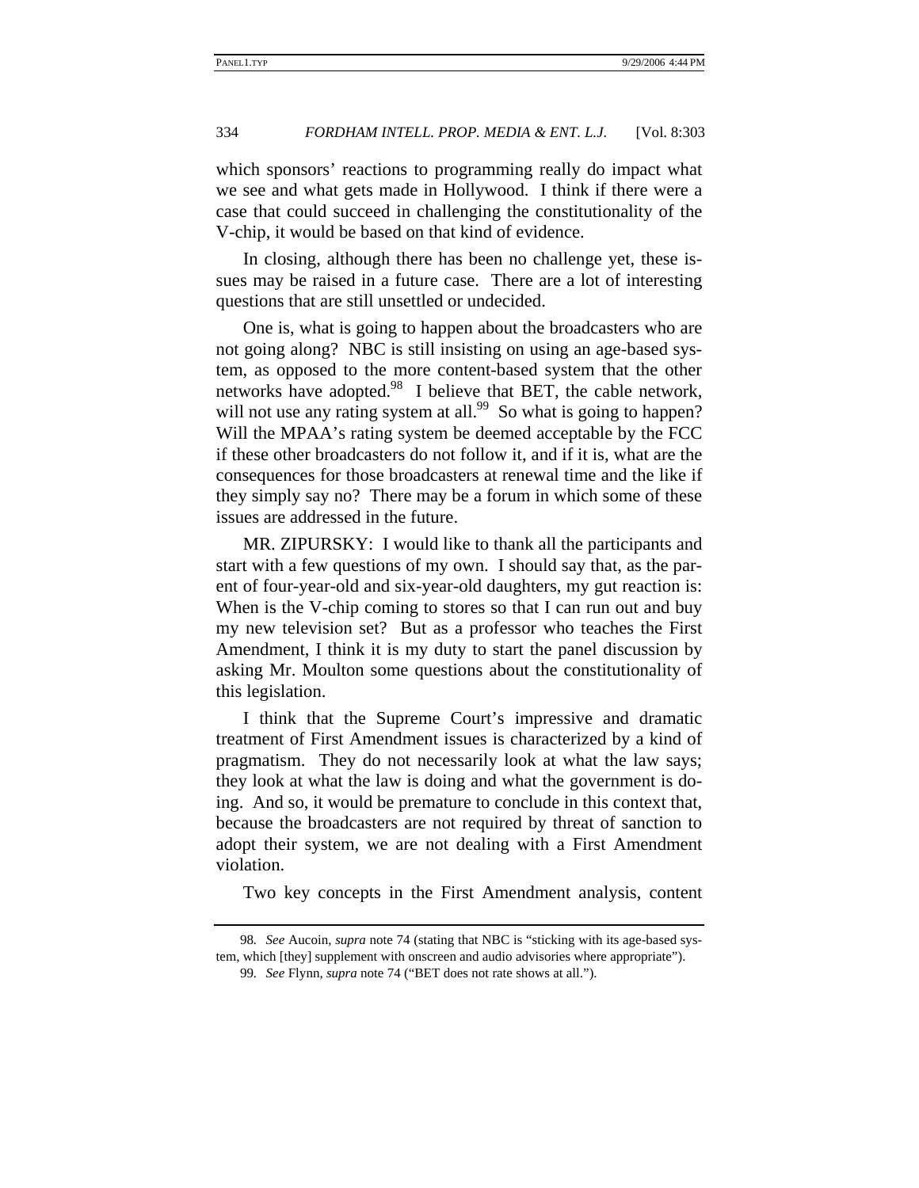which sponsors' reactions to programming really do impact what we see and what gets made in Hollywood. I think if there were a case that could succeed in challenging the constitutionality of the V-chip, it would be based on that kind of evidence.

In closing, although there has been no challenge yet, these issues may be raised in a future case. There are a lot of interesting questions that are still unsettled or undecided.

One is, what is going to happen about the broadcasters who are not going along? NBC is still insisting on using an age-based system, as opposed to the more content-based system that the other networks have adopted.[98] I believe that BET, the cable network, will not use any rating system at all.[99] So what is going to happen? Will the MPAA's rating system be deemed acceptable by the FCC if these other broadcasters do not follow it, and if it is, what are the consequences for those broadcasters at renewal time and the like if they simply say no? There may be a forum in which some of these issues are addressed in the future.

MR. ZIPURSKY: I would like to thank all the participants and start with a few questions of my own. I should say that, as the parent of four-year-old and six-year-old daughters, my gut reaction is: When is the V-chip coming to stores so that I can run out and buy my new television set? But as a professor who teaches the First Amendment, I think it is my duty to start the panel discussion by asking Mr. Moulton some questions about the constitutionality of this legislation.

I think that the Supreme Court's impressive and dramatic treatment of First Amendment issues is characterized by a kind of pragmatism. They do not necessarily look at what the law says; they look at what the law is doing and what the government is doing. And so, it would be premature to conclude in this context that, because the broadcasters are not required by threat of sanction to adopt their system, we are not dealing with a First Amendment violation.

Two key concepts in the First Amendment analysis, content

---

98. *See* Aucoin, *supra* note 74 (stating that NBC is "sticking with its age-based system, which [they] supplement with onscreen and audio advisories where appropriate").

99. *See* Flynn, *supra* note 74 ("BET does not rate shows at all.").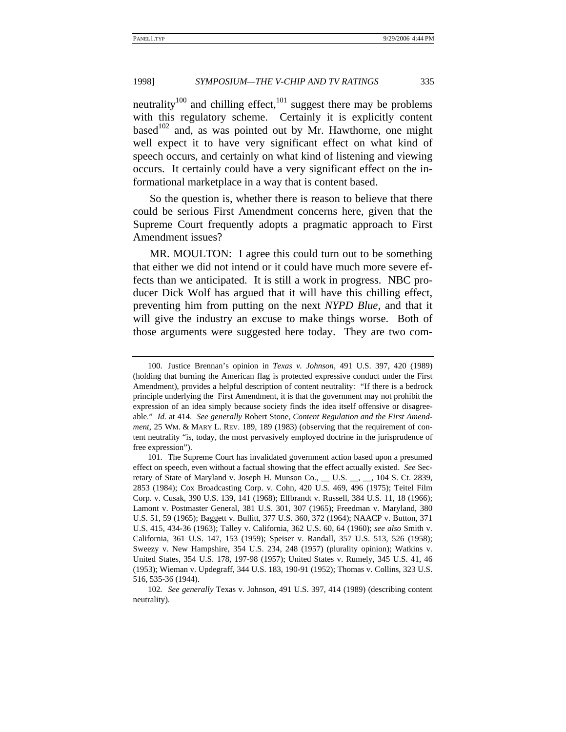neutrality[100] and chilling effect,[101] suggest there may be problems with this regulatory scheme. Certainly it is explicitly content based[102] and, as was pointed out by Mr. Hawthorne, one might well expect it to have very significant effect on what kind of speech occurs, and certainly on what kind of listening and viewing occurs. It certainly could have a very significant effect on the informational marketplace in a way that is content based.

So the question is, whether there is reason to believe that there could be serious First Amendment concerns here, given that the Supreme Court frequently adopts a pragmatic approach to First Amendment issues?

MR. MOULTON: I agree this could turn out to be something that either we did not intend or it could have much more severe effects than we anticipated. It is still a work in progress. NBC producer Dick Wolf has argued that it will have this chilling effect, preventing him from putting on the next *NYPD Blue*, and that it will give the industry an excuse to make things worse. Both of those arguments were suggested here today. They are two com-

---

100. Justice Brennan's opinion in *Texas v. Johnson*, 491 U.S. 397, 420 (1989) (holding that burning the American flag is protected expressive conduct under the First Amendment), provides a helpful description of content neutrality: "If there is a bedrock principle underlying the First Amendment, it is that the government may not prohibit the expression of an idea simply because society finds the idea itself offensive or disagreeable." *Id.* at 414. *See generally* Robert Stone, *Content Regulation and the First Amendment*, 25 WM. & MARY L. REV. 189, 189 (1983) (observing that the requirement of content neutrality "is, today, the most pervasively employed doctrine in the jurisprudence of free expression").

101. The Supreme Court has invalidated government action based upon a presumed effect on speech, even without a factual showing that the effect actually existed. *See* Secretary of State of Maryland v. Joseph H. Munson Co., __ U.S. __, __, 104 S. Ct. 2839, 2853 (1984); Cox Broadcasting Corp. v. Cohn, 420 U.S. 469, 496 (1975); Teitel Film Corp. v. Cusak, 390 U.S. 139, 141 (1968); Elfbrandt v. Russell, 384 U.S. 11, 18 (1966); Lamont v. Postmaster General, 381 U.S. 301, 307 (1965); Freedman v. Maryland, 380 U.S. 51, 59 (1965); Baggett v. Bullitt, 377 U.S. 360, 372 (1964); NAACP v. Button, 371 U.S. 415, 434-36 (1963); Talley v. California, 362 U.S. 60, 64 (1960); *see also* Smith v. California, 361 U.S. 147, 153 (1959); Speiser v. Randall, 357 U.S. 513, 526 (1958); Sweezy v. New Hampshire, 354 U.S. 234, 248 (1957) (plurality opinion); Watkins v. United States, 354 U.S. 178, 197-98 (1957); United States v. Rumely, 345 U.S. 41, 46 (1953); Wieman v. Updegraff, 344 U.S. 183, 190-91 (1952); Thomas v. Collins, 323 U.S. 516, 535-36 (1944).

102. *See generally* Texas v. Johnson, 491 U.S. 397, 414 (1989) (describing content neutrality).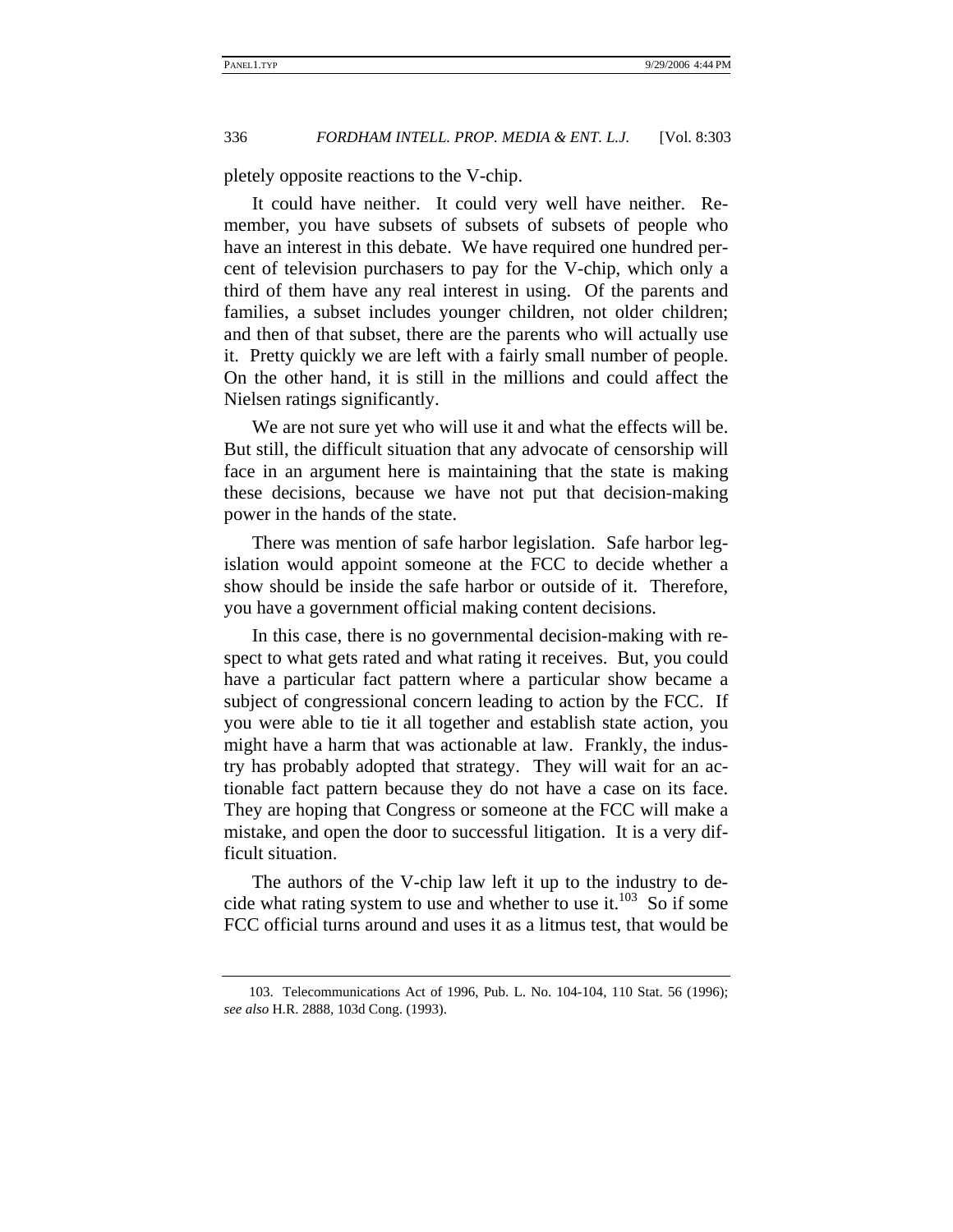pletely opposite reactions to the V-chip.

It could have neither. It could very well have neither. Remember, you have subsets of subsets of subsets of people who have an interest in this debate. We have required one hundred percent of television purchasers to pay for the V-chip, which only a third of them have any real interest in using. Of the parents and families, a subset includes younger children, not older children; and then of that subset, there are the parents who will actually use it. Pretty quickly we are left with a fairly small number of people. On the other hand, it is still in the millions and could affect the Nielsen ratings significantly.

We are not sure yet who will use it and what the effects will be. But still, the difficult situation that any advocate of censorship will face in an argument here is maintaining that the state is making these decisions, because we have not put that decision-making power in the hands of the state.

There was mention of safe harbor legislation. Safe harbor legislation would appoint someone at the FCC to decide whether a show should be inside the safe harbor or outside of it. Therefore, you have a government official making content decisions.

In this case, there is no governmental decision-making with respect to what gets rated and what rating it receives. But, you could have a particular fact pattern where a particular show became a subject of congressional concern leading to action by the FCC. If you were able to tie it all together and establish state action, you might have a harm that was actionable at law. Frankly, the industry has probably adopted that strategy. They will wait for an actionable fact pattern because they do not have a case on its face. They are hoping that Congress or someone at the FCC will make a mistake, and open the door to successful litigation. It is a very difficult situation.

The authors of the V-chip law left it up to the industry to decide what rating system to use and whether to use it.[103] So if some FCC official turns around and uses it as a litmus test, that would be

---

103. Telecommunications Act of 1996, Pub. L. No. 104-104, 110 Stat. 56 (1996); *see also* H.R. 2888, 103d Cong. (1993).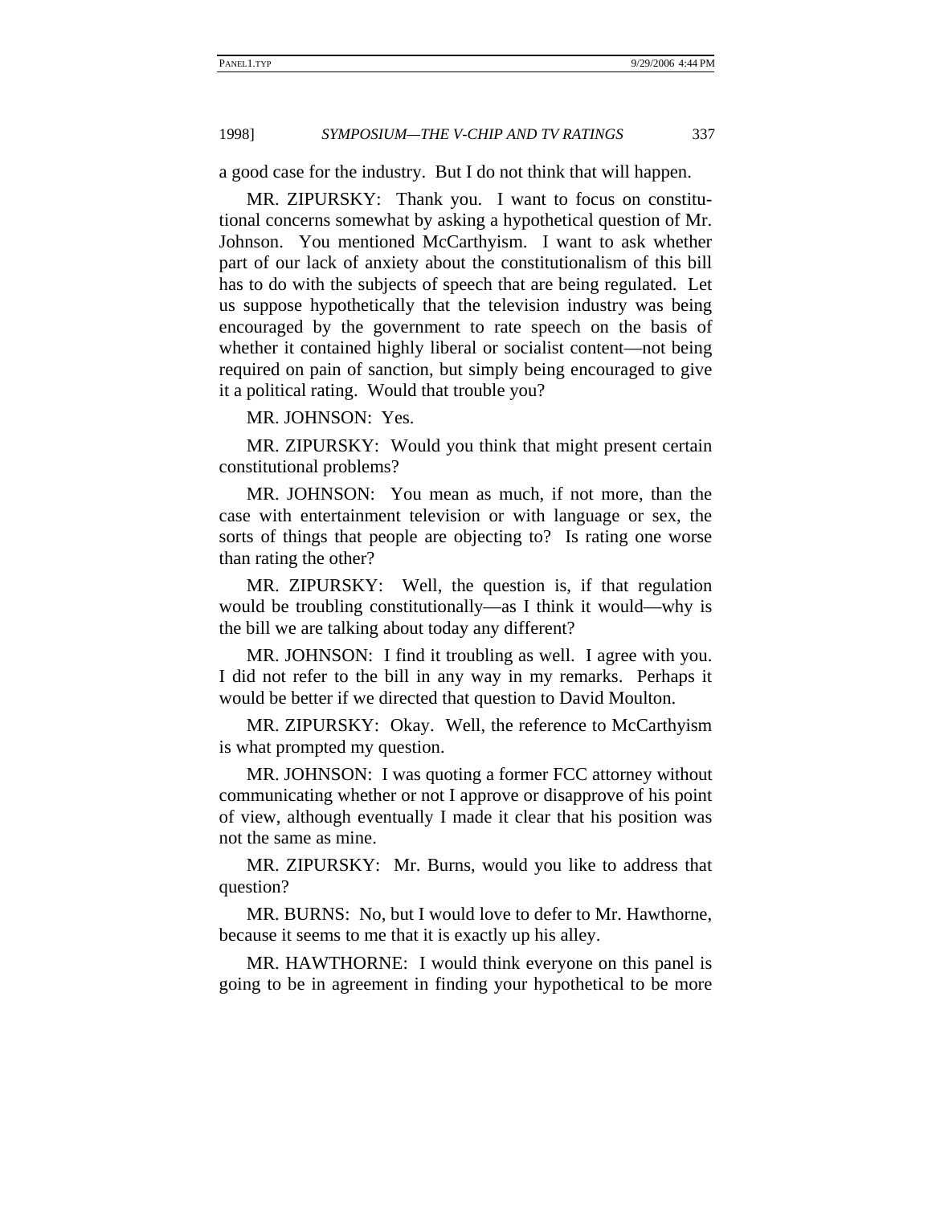a good case for the industry. But I do not think that will happen.

MR. ZIPURSKY: Thank you. I want to focus on constitutional concerns somewhat by asking a hypothetical question of Mr. Johnson. You mentioned McCarthyism. I want to ask whether part of our lack of anxiety about the constitutionalism of this bill has to do with the subjects of speech that are being regulated. Let us suppose hypothetically that the television industry was being encouraged by the government to rate speech on the basis of whether it contained highly liberal or socialist content—not being required on pain of sanction, but simply being encouraged to give it a political rating. Would that trouble you?

MR. JOHNSON: Yes.

MR. ZIPURSKY: Would you think that might present certain constitutional problems?

MR. JOHNSON: You mean as much, if not more, than the case with entertainment television or with language or sex, the sorts of things that people are objecting to? Is rating one worse than rating the other?

MR. ZIPURSKY: Well, the question is, if that regulation would be troubling constitutionally—as I think it would—why is the bill we are talking about today any different?

MR. JOHNSON: I find it troubling as well. I agree with you. I did not refer to the bill in any way in my remarks. Perhaps it would be better if we directed that question to David Moulton.

MR. ZIPURSKY: Okay. Well, the reference to McCarthyism is what prompted my question.

MR. JOHNSON: I was quoting a former FCC attorney without communicating whether or not I approve or disapprove of his point of view, although eventually I made it clear that his position was not the same as mine.

MR. ZIPURSKY: Mr. Burns, would you like to address that question?

MR. BURNS: No, but I would love to defer to Mr. Hawthorne, because it seems to me that it is exactly up his alley.

MR. HAWTHORNE: I would think everyone on this panel is going to be in agreement in finding your hypothetical to be more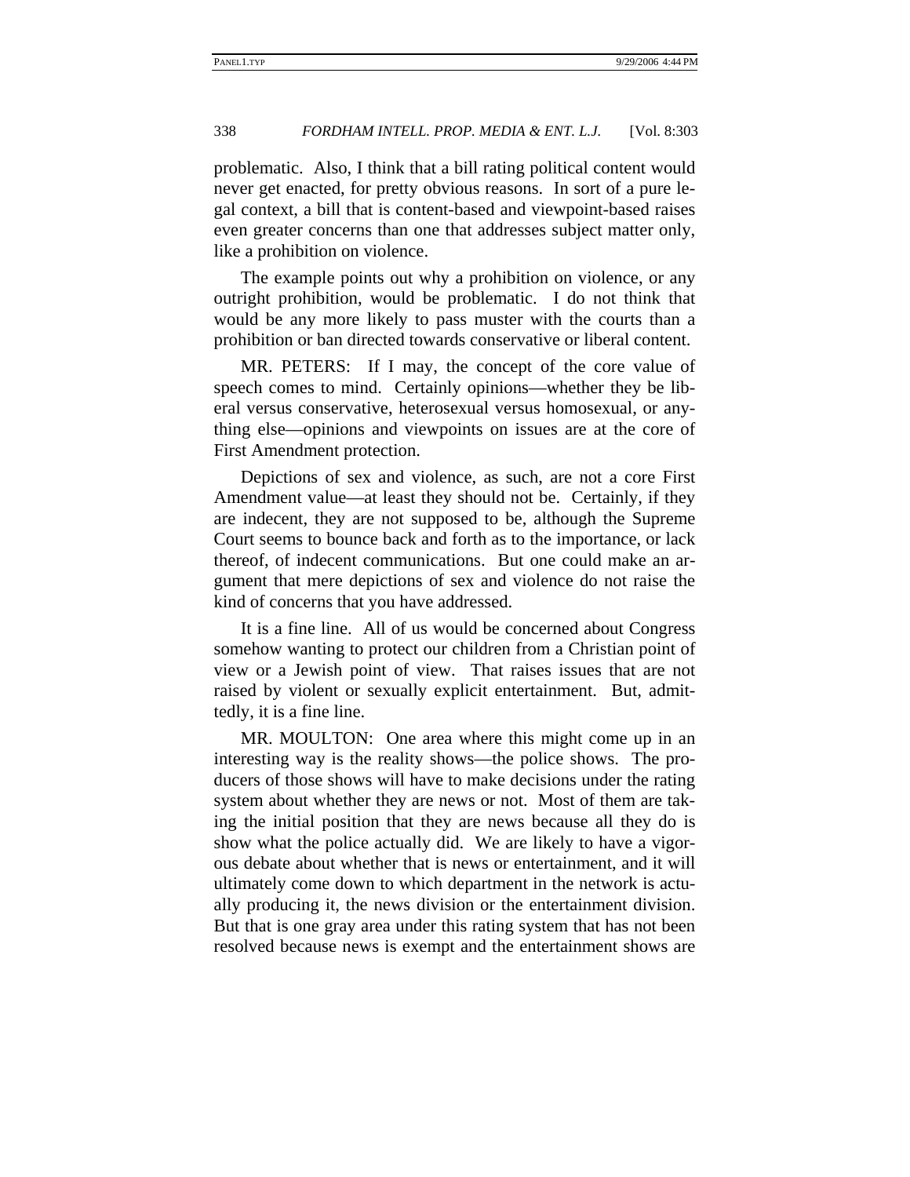problematic. Also, I think that a bill rating political content would never get enacted, for pretty obvious reasons. In sort of a pure legal context, a bill that is content-based and viewpoint-based raises even greater concerns than one that addresses subject matter only, like a prohibition on violence.

The example points out why a prohibition on violence, or any outright prohibition, would be problematic. I do not think that would be any more likely to pass muster with the courts than a prohibition or ban directed towards conservative or liberal content.

MR. PETERS: If I may, the concept of the core value of speech comes to mind. Certainly opinions—whether they be liberal versus conservative, heterosexual versus homosexual, or anything else—opinions and viewpoints on issues are at the core of First Amendment protection.

Depictions of sex and violence, as such, are not a core First Amendment value—at least they should not be. Certainly, if they are indecent, they are not supposed to be, although the Supreme Court seems to bounce back and forth as to the importance, or lack thereof, of indecent communications. But one could make an argument that mere depictions of sex and violence do not raise the kind of concerns that you have addressed.

It is a fine line. All of us would be concerned about Congress somehow wanting to protect our children from a Christian point of view or a Jewish point of view. That raises issues that are not raised by violent or sexually explicit entertainment. But, admittedly, it is a fine line.

MR. MOULTON: One area where this might come up in an interesting way is the reality shows—the police shows. The producers of those shows will have to make decisions under the rating system about whether they are news or not. Most of them are taking the initial position that they are news because all they do is show what the police actually did. We are likely to have a vigorous debate about whether that is news or entertainment, and it will ultimately come down to which department in the network is actually producing it, the news division or the entertainment division. But that is one gray area under this rating system that has not been resolved because news is exempt and the entertainment shows are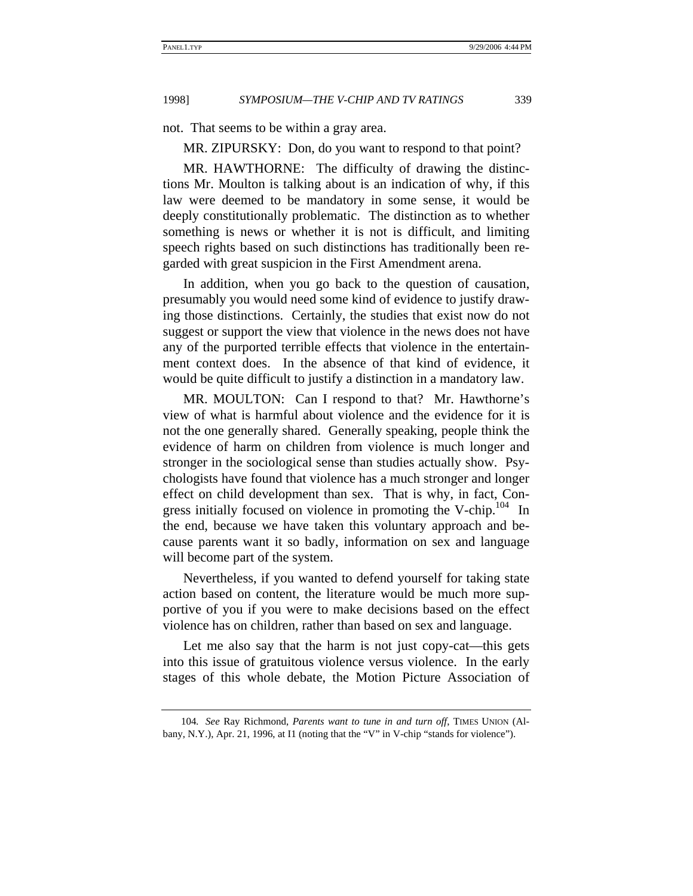not. That seems to be within a gray area.

MR. ZIPURSKY: Don, do you want to respond to that point?

MR. HAWTHORNE: The difficulty of drawing the distinctions Mr. Moulton is talking about is an indication of why, if this law were deemed to be mandatory in some sense, it would be deeply constitutionally problematic. The distinction as to whether something is news or whether it is not is difficult, and limiting speech rights based on such distinctions has traditionally been regarded with great suspicion in the First Amendment arena.

In addition, when you go back to the question of causation, presumably you would need some kind of evidence to justify drawing those distinctions. Certainly, the studies that exist now do not suggest or support the view that violence in the news does not have any of the purported terrible effects that violence in the entertainment context does. In the absence of that kind of evidence, it would be quite difficult to justify a distinction in a mandatory law.

MR. MOULTON: Can I respond to that? Mr. Hawthorne's view of what is harmful about violence and the evidence for it is not the one generally shared. Generally speaking, people think the evidence of harm on children from violence is much longer and stronger in the sociological sense than studies actually show. Psychologists have found that violence has a much stronger and longer effect on child development than sex. That is why, in fact, Congress initially focused on violence in promoting the V-chip.[104] In the end, because we have taken this voluntary approach and because parents want it so badly, information on sex and language will become part of the system.

Nevertheless, if you wanted to defend yourself for taking state action based on content, the literature would be much more supportive of you if you were to make decisions based on the effect violence has on children, rather than based on sex and language.

Let me also say that the harm is not just copy-cat—this gets into this issue of gratuitous violence versus violence. In the early stages of this whole debate, the Motion Picture Association of

104. *See* Ray Richmond, *Parents want to tune in and turn off*, TIMES UNION (Albany, N.Y.), Apr. 21, 1996, at I1 (noting that the "V" in V-chip "stands for violence").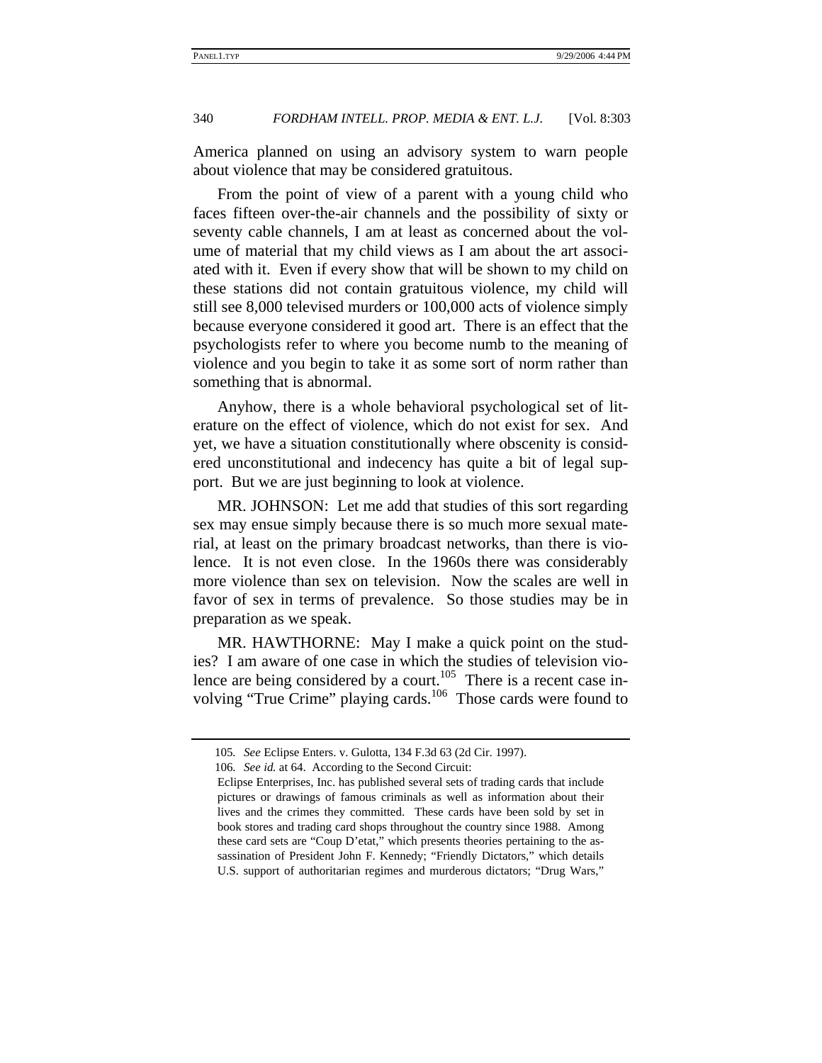America planned on using an advisory system to warn people about violence that may be considered gratuitous.

From the point of view of a parent with a young child who faces fifteen over-the-air channels and the possibility of sixty or seventy cable channels, I am at least as concerned about the volume of material that my child views as I am about the art associated with it. Even if every show that will be shown to my child on these stations did not contain gratuitous violence, my child will still see 8,000 televised murders or 100,000 acts of violence simply because everyone considered it good art. There is an effect that the psychologists refer to where you become numb to the meaning of violence and you begin to take it as some sort of norm rather than something that is abnormal.

Anyhow, there is a whole behavioral psychological set of literature on the effect of violence, which do not exist for sex. And yet, we have a situation constitutionally where obscenity is considered unconstitutional and indecency has quite a bit of legal support. But we are just beginning to look at violence.

MR. JOHNSON: Let me add that studies of this sort regarding sex may ensue simply because there is so much more sexual material, at least on the primary broadcast networks, than there is violence. It is not even close. In the 1960s there was considerably more violence than sex on television. Now the scales are well in favor of sex in terms of prevalence. So those studies may be in preparation as we speak.

MR. HAWTHORNE: May I make a quick point on the studies? I am aware of one case in which the studies of television violence are being considered by a court.[105] There is a recent case involving "True Crime" playing cards.[106] Those cards were found to

---

105. *See* Eclipse Enters. v. Gulotta, 134 F.3d 63 (2d Cir. 1997).

106. *See id.* at 64. According to the Second Circuit:

Eclipse Enterprises, Inc. has published several sets of trading cards that include pictures or drawings of famous criminals as well as information about their lives and the crimes they committed. These cards have been sold by set in book stores and trading card shops throughout the country since 1988. Among these card sets are "Coup D'etat," which presents theories pertaining to the assassination of President John F. Kennedy; "Friendly Dictators," which details U.S. support of authoritarian regimes and murderous dictators; "Drug Wars,"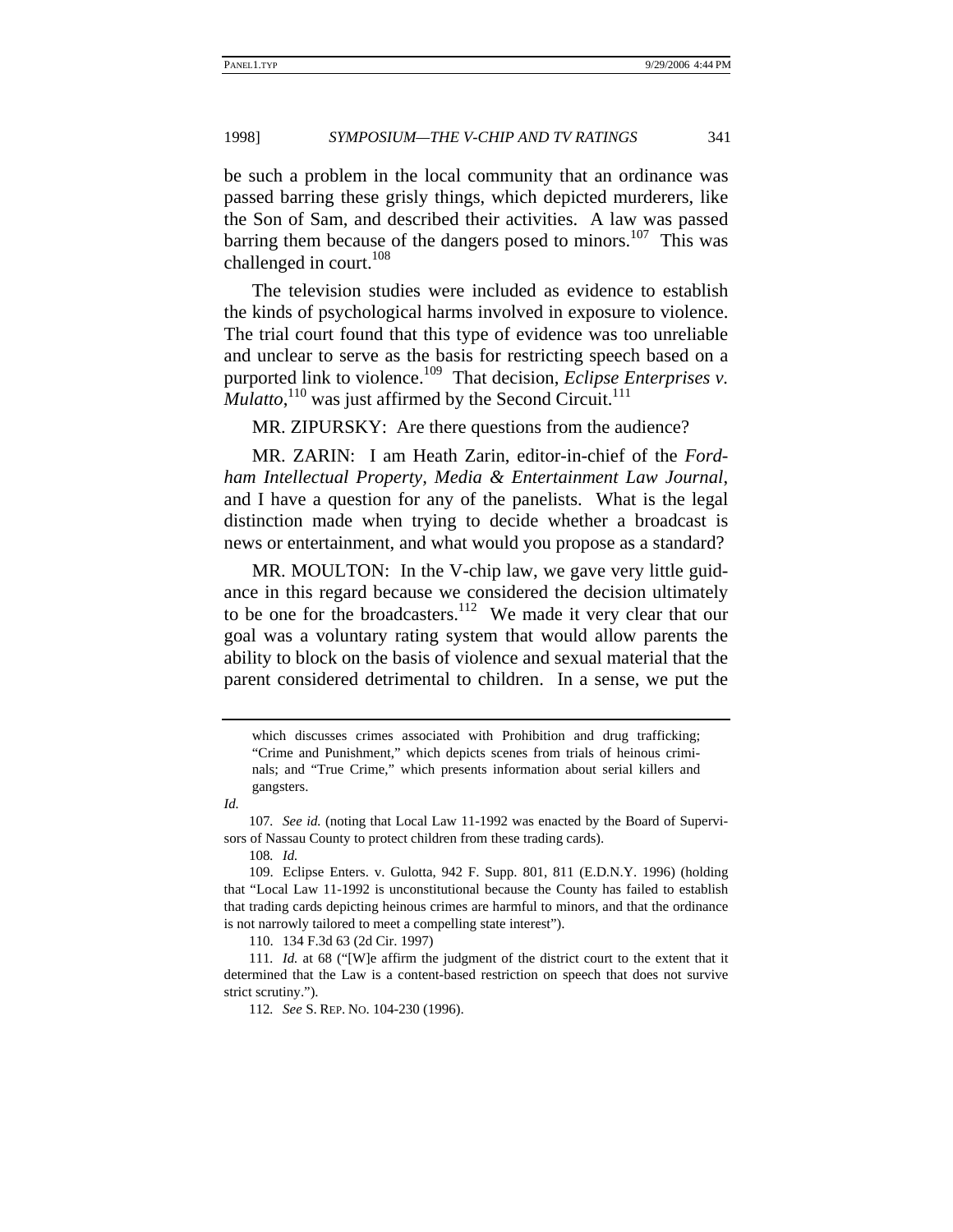be such a problem in the local community that an ordinance was passed barring these grisly things, which depicted murderers, like the Son of Sam, and described their activities. A law was passed barring them because of the dangers posed to minors.[107] This was challenged in court.[108]

The television studies were included as evidence to establish the kinds of psychological harms involved in exposure to violence. The trial court found that this type of evidence was too unreliable and unclear to serve as the basis for restricting speech based on a purported link to violence.[109] That decision, *Eclipse Enterprises v. Mulatto*,[110] was just affirmed by the Second Circuit.[111]

MR. ZIPURSKY: Are there questions from the audience?

MR. ZARIN: I am Heath Zarin, editor-in-chief of the *Fordham Intellectual Property, Media & Entertainment Law Journal*, and I have a question for any of the panelists. What is the legal distinction made when trying to decide whether a broadcast is news or entertainment, and what would you propose as a standard?

MR. MOULTON: In the V-chip law, we gave very little guidance in this regard because we considered the decision ultimately to be one for the broadcasters.[112] We made it very clear that our goal was a voluntary rating system that would allow parents the ability to block on the basis of violence and sexual material that the parent considered detrimental to children. In a sense, we put the

---

> which discusses crimes associated with Prohibition and drug trafficking; "Crime and Punishment," which depicts scenes from trials of heinous criminals; and "True Crime," which presents information about serial killers and gangsters.

*Id.*

107. *See id.* (noting that Local Law 11-1992 was enacted by the Board of Supervisors of Nassau County to protect children from these trading cards).

108. *Id.*

109. Eclipse Enters. v. Gulotta, 942 F. Supp. 801, 811 (E.D.N.Y. 1996) (holding that "Local Law 11-1992 is unconstitutional because the County has failed to establish that trading cards depicting heinous crimes are harmful to minors, and that the ordinance is not narrowly tailored to meet a compelling state interest").

110. 134 F.3d 63 (2d Cir. 1997)

111. *Id.* at 68 ("[W]e affirm the judgment of the district court to the extent that it determined that the Law is a content-based restriction on speech that does not survive strict scrutiny.").

112. *See* S. REP. NO. 104-230 (1996).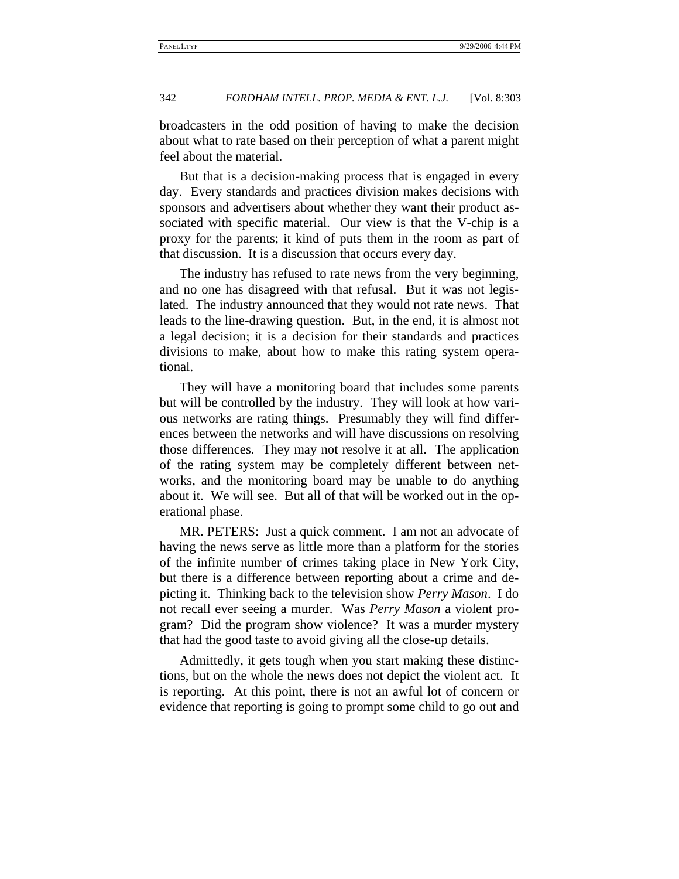broadcasters in the odd position of having to make the decision about what to rate based on their perception of what a parent might feel about the material.

But that is a decision-making process that is engaged in every day. Every standards and practices division makes decisions with sponsors and advertisers about whether they want their product associated with specific material. Our view is that the V-chip is a proxy for the parents; it kind of puts them in the room as part of that discussion. It is a discussion that occurs every day.

The industry has refused to rate news from the very beginning, and no one has disagreed with that refusal. But it was not legislated. The industry announced that they would not rate news. That leads to the line-drawing question. But, in the end, it is almost not a legal decision; it is a decision for their standards and practices divisions to make, about how to make this rating system operational.

They will have a monitoring board that includes some parents but will be controlled by the industry. They will look at how various networks are rating things. Presumably they will find differences between the networks and will have discussions on resolving those differences. They may not resolve it at all. The application of the rating system may be completely different between networks, and the monitoring board may be unable to do anything about it. We will see. But all of that will be worked out in the operational phase.

MR. PETERS: Just a quick comment. I am not an advocate of having the news serve as little more than a platform for the stories of the infinite number of crimes taking place in New York City, but there is a difference between reporting about a crime and depicting it. Thinking back to the television show *Perry Mason*. I do not recall ever seeing a murder. Was *Perry Mason* a violent program? Did the program show violence? It was a murder mystery that had the good taste to avoid giving all the close-up details.

Admittedly, it gets tough when you start making these distinctions, but on the whole the news does not depict the violent act. It is reporting. At this point, there is not an awful lot of concern or evidence that reporting is going to prompt some child to go out and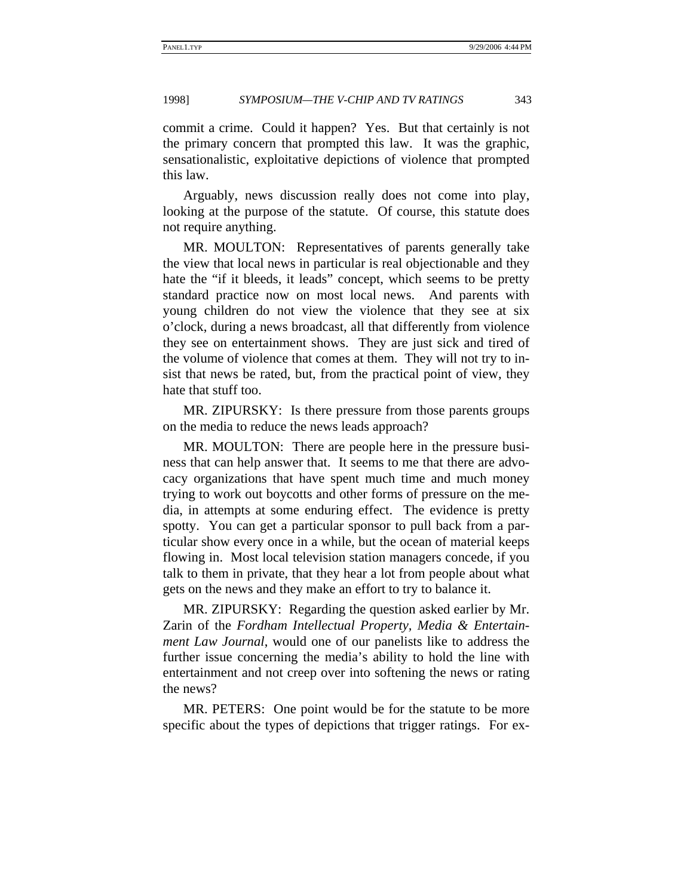commit a crime. Could it happen? Yes. But that certainly is not the primary concern that prompted this law. It was the graphic, sensationalistic, exploitative depictions of violence that prompted this law.

Arguably, news discussion really does not come into play, looking at the purpose of the statute. Of course, this statute does not require anything.

MR. MOULTON: Representatives of parents generally take the view that local news in particular is real objectionable and they hate the "if it bleeds, it leads" concept, which seems to be pretty standard practice now on most local news. And parents with young children do not view the violence that they see at six o'clock, during a news broadcast, all that differently from violence they see on entertainment shows. They are just sick and tired of the volume of violence that comes at them. They will not try to insist that news be rated, but, from the practical point of view, they hate that stuff too.

MR. ZIPURSKY: Is there pressure from those parents groups on the media to reduce the news leads approach?

MR. MOULTON: There are people here in the pressure business that can help answer that. It seems to me that there are advocacy organizations that have spent much time and much money trying to work out boycotts and other forms of pressure on the media, in attempts at some enduring effect. The evidence is pretty spotty. You can get a particular sponsor to pull back from a particular show every once in a while, but the ocean of material keeps flowing in. Most local television station managers concede, if you talk to them in private, that they hear a lot from people about what gets on the news and they make an effort to try to balance it.

MR. ZIPURSKY: Regarding the question asked earlier by Mr. Zarin of the *Fordham Intellectual Property, Media & Entertainment Law Journal*, would one of our panelists like to address the further issue concerning the media's ability to hold the line with entertainment and not creep over into softening the news or rating the news?

MR. PETERS: One point would be for the statute to be more specific about the types of depictions that trigger ratings. For ex-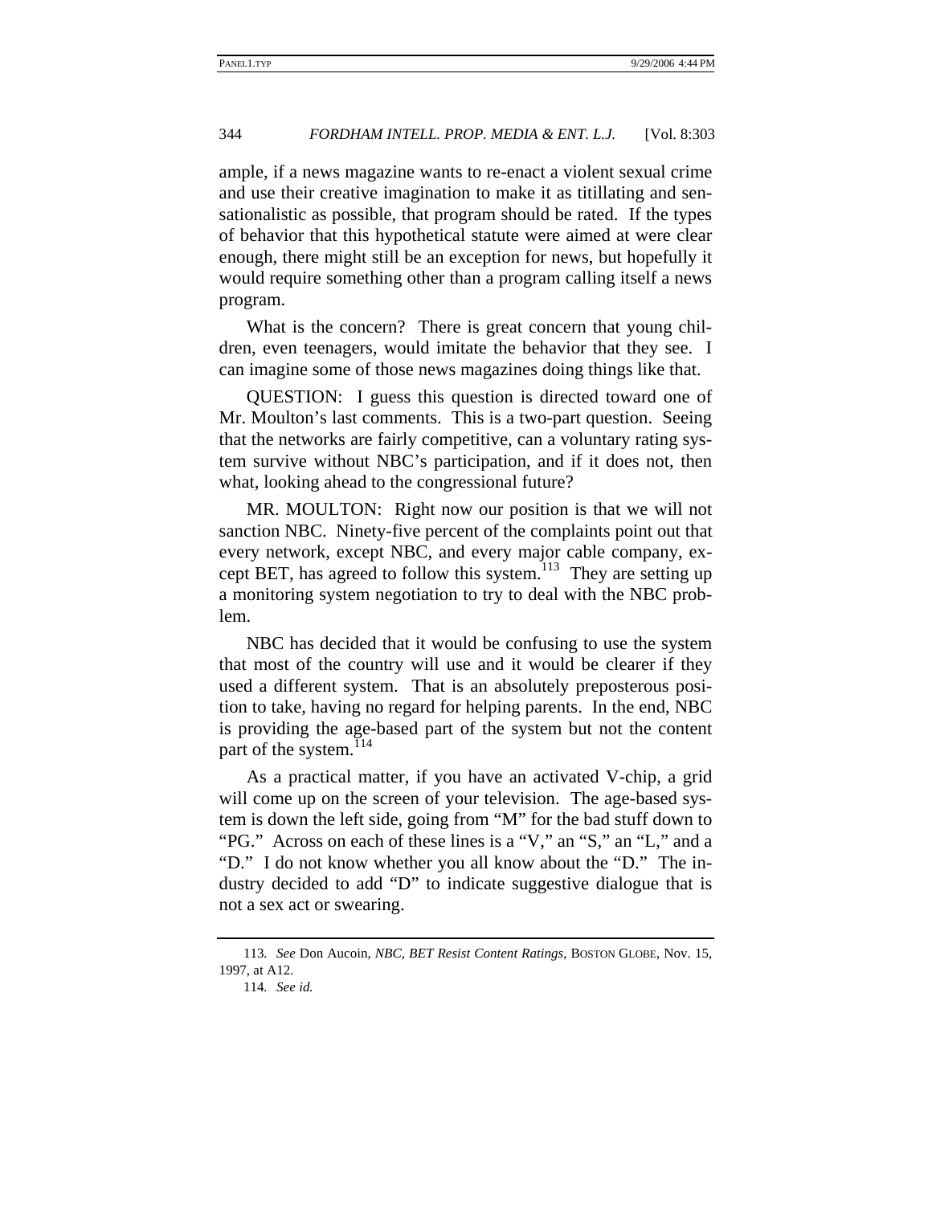ample, if a news magazine wants to re-enact a violent sexual crime and use their creative imagination to make it as titillating and sensationalistic as possible, that program should be rated. If the types of behavior that this hypothetical statute were aimed at were clear enough, there might still be an exception for news, but hopefully it would require something other than a program calling itself a news program.

What is the concern? There is great concern that young children, even teenagers, would imitate the behavior that they see. I can imagine some of those news magazines doing things like that.

QUESTION: I guess this question is directed toward one of Mr. Moulton's last comments. This is a two-part question. Seeing that the networks are fairly competitive, can a voluntary rating system survive without NBC's participation, and if it does not, then what, looking ahead to the congressional future?

MR. MOULTON: Right now our position is that we will not sanction NBC. Ninety-five percent of the complaints point out that every network, except NBC, and every major cable company, except BET, has agreed to follow this system.[113] They are setting up a monitoring system negotiation to try to deal with the NBC problem.

NBC has decided that it would be confusing to use the system that most of the country will use and it would be clearer if they used a different system. That is an absolutely preposterous position to take, having no regard for helping parents. In the end, NBC is providing the age-based part of the system but not the content part of the system.[114]

As a practical matter, if you have an activated V-chip, a grid will come up on the screen of your television. The age-based system is down the left side, going from "M" for the bad stuff down to "PG." Across on each of these lines is a "V," an "S," an "L," and a "D." I do not know whether you all know about the "D." The industry decided to add "D" to indicate suggestive dialogue that is not a sex act or swearing.

---

113. *See* Don Aucoin, *NBC, BET Resist Content Ratings*, BOSTON GLOBE, Nov. 15, 1997, at A12.

114. *See id.*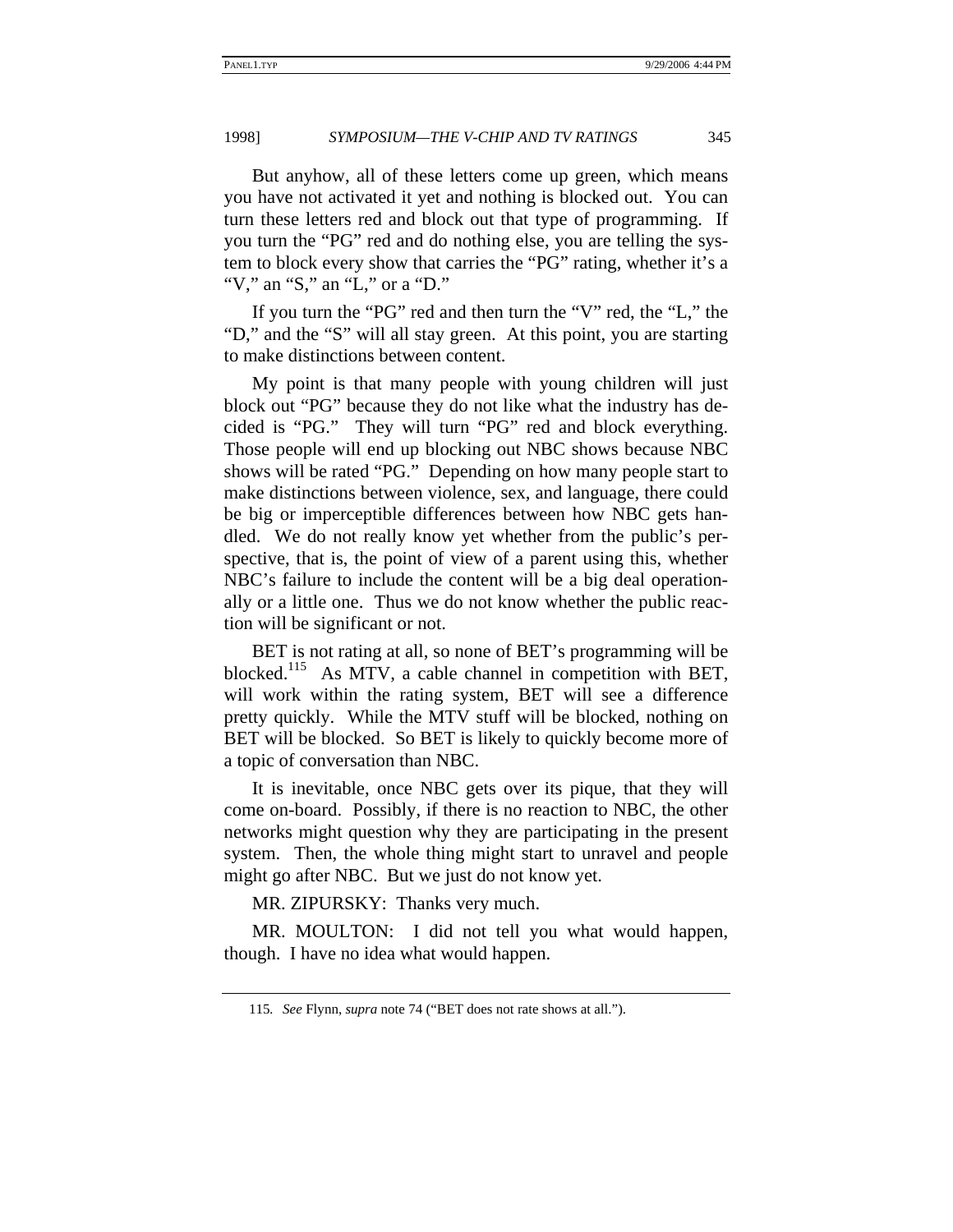But anyhow, all of these letters come up green, which means you have not activated it yet and nothing is blocked out. You can turn these letters red and block out that type of programming. If you turn the "PG" red and do nothing else, you are telling the system to block every show that carries the "PG" rating, whether it's a "V," an "S," an "L," or a "D."

If you turn the "PG" red and then turn the "V" red, the "L," the "D," and the "S" will all stay green. At this point, you are starting to make distinctions between content.

My point is that many people with young children will just block out "PG" because they do not like what the industry has decided is "PG." They will turn "PG" red and block everything. Those people will end up blocking out NBC shows because NBC shows will be rated "PG." Depending on how many people start to make distinctions between violence, sex, and language, there could be big or imperceptible differences between how NBC gets handled. We do not really know yet whether from the public's perspective, that is, the point of view of a parent using this, whether NBC's failure to include the content will be a big deal operationally or a little one. Thus we do not know whether the public reaction will be significant or not.

BET is not rating at all, so none of BET's programming will be blocked.[115] As MTV, a cable channel in competition with BET, will work within the rating system, BET will see a difference pretty quickly. While the MTV stuff will be blocked, nothing on BET will be blocked. So BET is likely to quickly become more of a topic of conversation than NBC.

It is inevitable, once NBC gets over its pique, that they will come on-board. Possibly, if there is no reaction to NBC, the other networks might question why they are participating in the present system. Then, the whole thing might start to unravel and people might go after NBC. But we just do not know yet.

MR. ZIPURSKY: Thanks very much.

MR. MOULTON: I did not tell you what would happen, though. I have no idea what would happen.

---

115. *See* Flynn, *supra* note 74 ("BET does not rate shows at all.").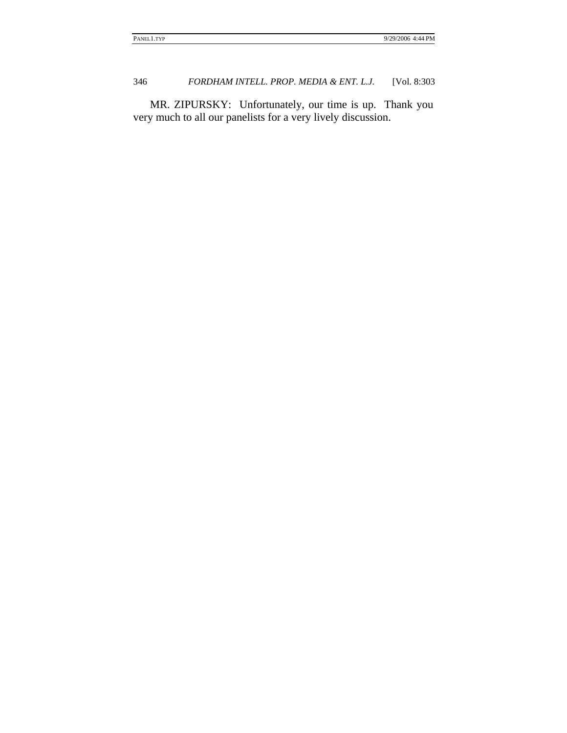MR. ZIPURSKY: Unfortunately, our time is up. Thank you very much to all our panelists for a very lively discussion.